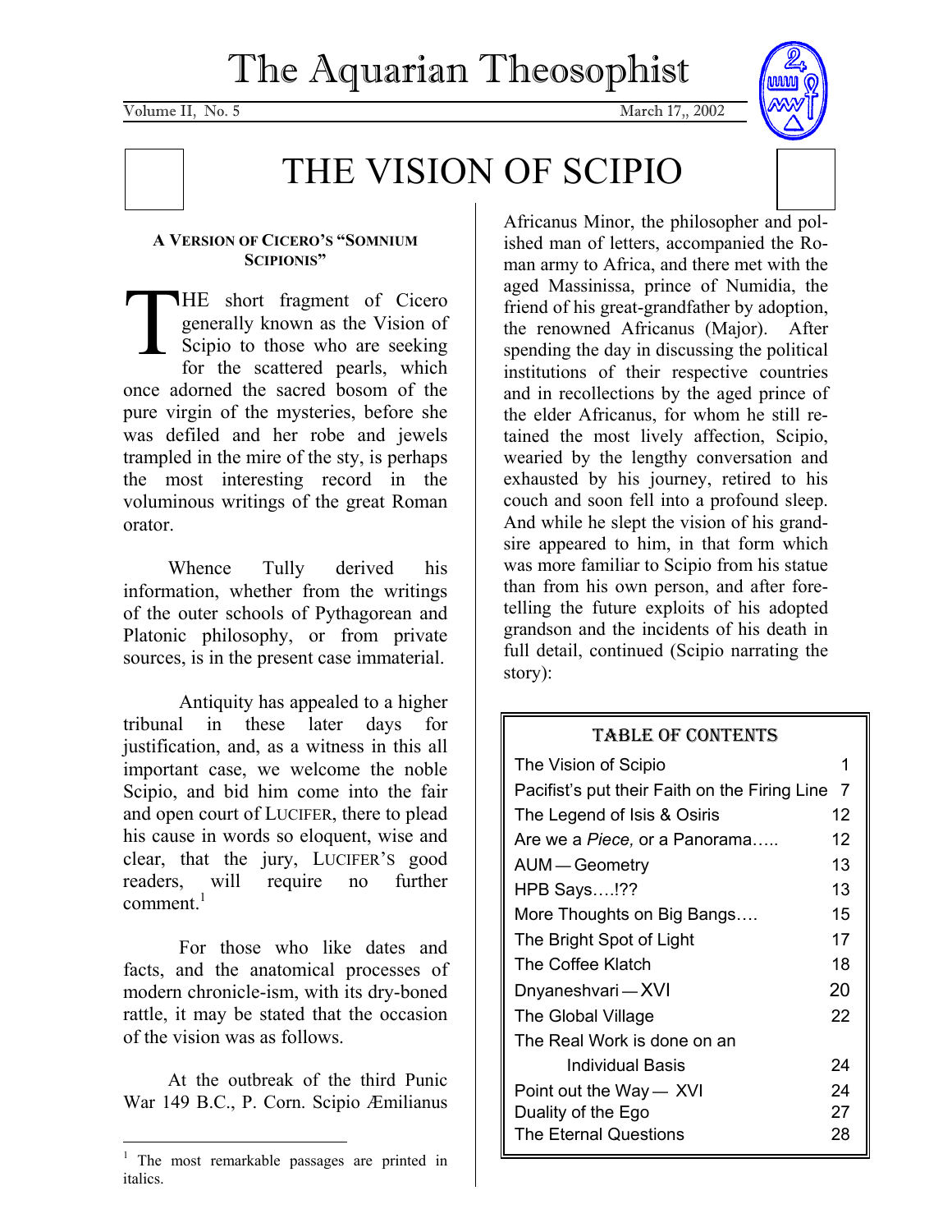# The Aquarian Theosophist

Volume II, No. 5 March 17,, 2002

# THE VISION OF SCIPIO

**A VERSION OF CICERO'S "SOMNIUM SCIPIONIS"**

THE short fragment of Cicero generally known as the Vision of Scipio to those who are seeking for the scattered pearls, which once adorned the sacred bosom of the pure virgin of the mysteries, before she was defiled and her robe and jewels trampled in the mire of the sty, is perhaps the most interesting record in the voluminous writings of the great Roman orator.

Whence Tully derived his information, whether from the writings of the outer schools of Pythagorean and Platonic philosophy, or from private sources, is in the present case immaterial.

Antiquity has appealed to a higher tribunal in these later days for justification, and, as a witness in this all important case, we welcome the noble Scipio, and bid him come into the fair and open court of LUCIFER, there to plead his cause in words so eloquent, wise and clear, that the jury, LUCIFER'S good readers, will require no further comment.[1]

For those who like dates and facts, and the anatomical processes of modern chronicle-ism, with its dry-boned rattle, it may be stated that the occasion of the vision was as follows.

At the outbreak of the third Punic War 149 B.C., P. Corn. Scipio Æmilianus Africanus Minor, the philosopher and polished man of letters, accompanied the Roman army to Africa, and there met with the aged Massinissa, prince of Numidia, the friend of his great-grandfather by adoption, the renowned Africanus (Major). After spending the day in discussing the political institutions of their respective countries and in recollections by the aged prince of the elder Africanus, for whom he still retained the most lively affection, Scipio, wearied by the lengthy conversation and exhausted by his journey, retired to his couch and soon fell into a profound sleep. And while he slept the vision of his grandsire appeared to him, in that form which was more familiar to Scipio from his statue than from his own person, and after foretelling the future exploits of his adopted grandson and the incidents of his death in full detail, continued (Scipio narrating the story):

| TABLE OF CONTENTS | |
|---|---|
| The Vision of Scipio | 1 |
| Pacifist's put their Faith on the Firing Line | 7 |
| The Legend of Isis & Osiris | 12 |
| Are we a *Piece,* or a Panorama….. | 12 |
| AUM — Geometry | 13 |
| HPB Says….!?? | 13 |
| More Thoughts on Big Bangs…. | 15 |
| The Bright Spot of Light | 17 |
| The Coffee Klatch | 18 |
| Dnyaneshvari — XVI | 20 |
| The Global Village | 22 |
| The Real Work is done on an Individual Basis | 24 |
| Point out the Way — XVI | 24 |
| Duality of the Ego | 27 |
| The Eternal Questions | 28 |

---

[1] The most remarkable passages are printed in italics.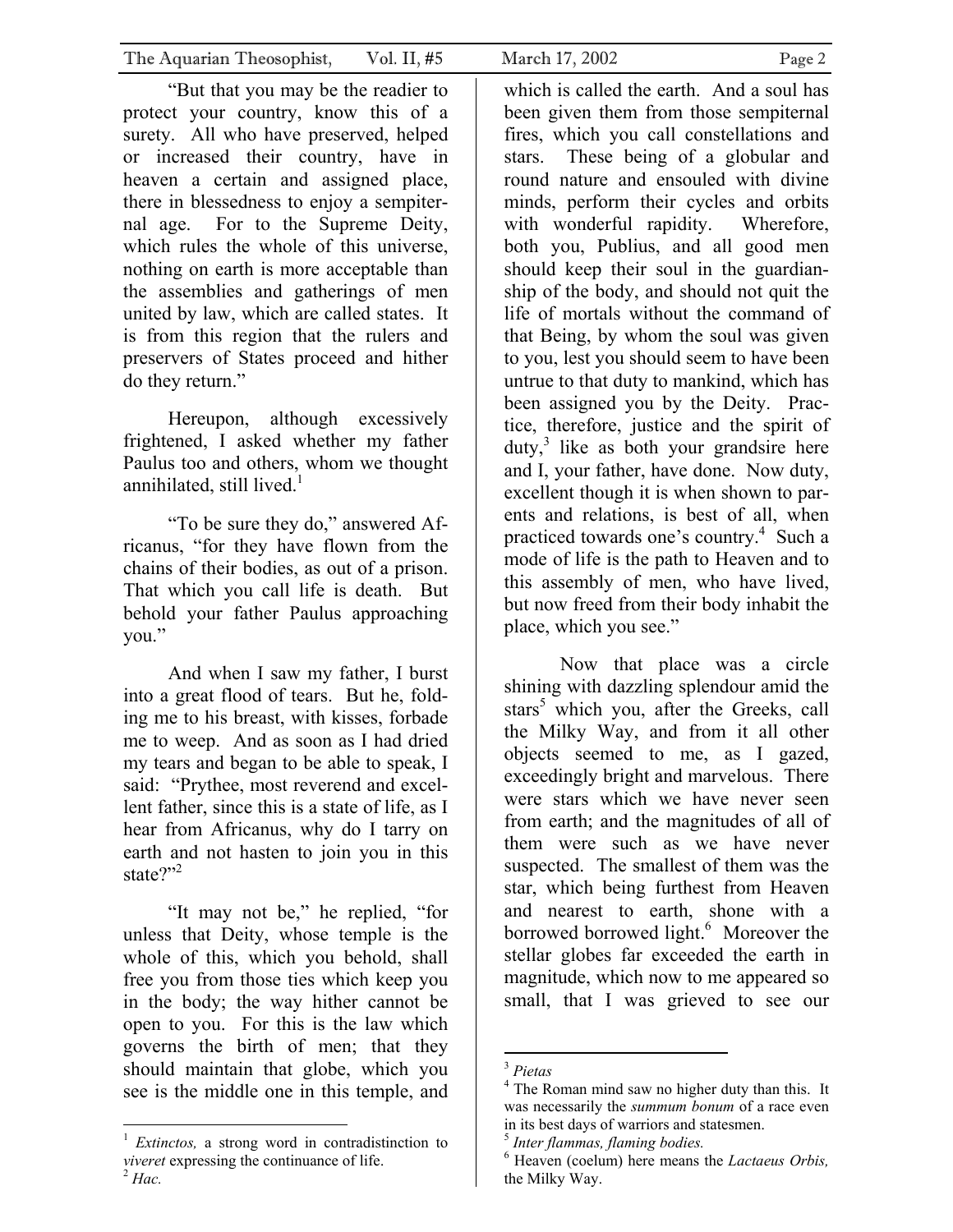"But that you may be the readier to protect your country, know this of a surety. All who have preserved, helped or increased their country, have in heaven a certain and assigned place, there in blessedness to enjoy a sempiternal age. For to the Supreme Deity, which rules the whole of this universe, nothing on earth is more acceptable than the assemblies and gatherings of men united by law, which are called states. It is from this region that the rulers and preservers of States proceed and hither do they return."

Hereupon, although excessively frightened, I asked whether my father Paulus too and others, whom we thought annihilated, still lived.[1]

"To be sure they do," answered Africanus, "for they have flown from the chains of their bodies, as out of a prison. That which you call life is death. But behold your father Paulus approaching you."

And when I saw my father, I burst into a great flood of tears. But he, folding me to his breast, with kisses, forbade me to weep. And as soon as I had dried my tears and began to be able to speak, I said: "Prythee, most reverend and excellent father, since this is a state of life, as I hear from Africanus, why do I tarry on earth and not hasten to join you in this state?"[2]

"It may not be," he replied, "for unless that Deity, whose temple is the whole of this, which you behold, shall free you from those ties which keep you in the body; the way hither cannot be open to you. For this is the law which governs the birth of men; that they should maintain that globe, which you see is the middle one in this temple, and which is called the earth. And a soul has been given them from those sempiternal fires, which you call constellations and stars. These being of a globular and round nature and ensouled with divine minds, perform their cycles and orbits with wonderful rapidity. Wherefore, both you, Publius, and all good men should keep their soul in the guardianship of the body, and should not quit the life of mortals without the command of that Being, by whom the soul was given to you, lest you should seem to have been untrue to that duty to mankind, which has been assigned you by the Deity. Practice, therefore, justice and the spirit of duty,[3] like as both your grandsire here and I, your father, have done. Now duty, excellent though it is when shown to parents and relations, is best of all, when practiced towards one's country.[4] Such a mode of life is the path to Heaven and to this assembly of men, who have lived, but now freed from their body inhabit the place, which you see."

Now that place was a circle shining with dazzling splendour amid the stars[5] which you, after the Greeks, call the Milky Way, and from it all other objects seemed to me, as I gazed, exceedingly bright and marvelous. There were stars which we have never seen from earth; and the magnitudes of all of them were such as we have never suspected. The smallest of them was the star, which being furthest from Heaven and nearest to earth, shone with a borrowed borrowed light.[6] Moreover the stellar globes far exceeded the earth in magnitude, which now to me appeared so small, that I was grieved to see our

---

[1] *Extinctos,* a strong word in contradistinction to *viveret* expressing the continuance of life.

[2] *Hac.*

[3] *Pietas*

[4] The Roman mind saw no higher duty than this. It was necessarily the *summum bonum* of a race even in its best days of warriors and statesmen.

[5] *Inter flammas, flaming bodies.*

[6] Heaven (coelum) here means the *Lactaeus Orbis,* the Milky Way.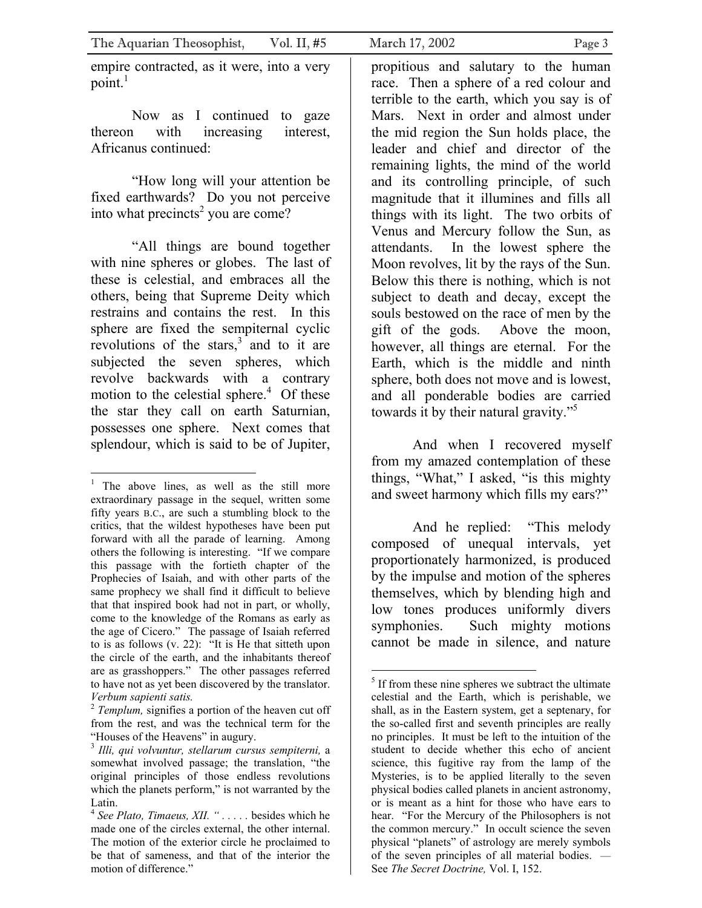empire contracted, as it were, into a very point.[1]

Now as I continued to gaze thereon with increasing interest, Africanus continued:

"How long will your attention be fixed earthwards? Do you not perceive into what precincts[2] you are come?

"All things are bound together with nine spheres or globes. The last of these is celestial, and embraces all the others, being that Supreme Deity which restrains and contains the rest. In this sphere are fixed the sempiternal cyclic revolutions of the stars,[3] and to it are subjected the seven spheres, which revolve backwards with a contrary motion to the celestial sphere.[4] Of these the star they call on earth Saturnian, possesses one sphere. Next comes that splendour, which is said to be of Jupiter, propitious and salutary to the human race. Then a sphere of a red colour and terrible to the earth, which you say is of Mars. Next in order and almost under the mid region the Sun holds place, the leader and chief and director of the remaining lights, the mind of the world and its controlling principle, of such magnitude that it illumines and fills all things with its light. The two orbits of Venus and Mercury follow the Sun, as attendants. In the lowest sphere the Moon revolves, lit by the rays of the Sun. Below this there is nothing, which is not subject to death and decay, except the souls bestowed on the race of men by the gift of the gods. Above the moon, however, all things are eternal. For the Earth, which is the middle and ninth sphere, both does not move and is lowest, and all ponderable bodies are carried towards it by their natural gravity."[5]

And when I recovered myself from my amazed contemplation of these things, "What," I asked, "is this mighty and sweet harmony which fills my ears?"

And he replied: "This melody composed of unequal intervals, yet proportionately harmonized, is produced by the impulse and motion of the spheres themselves, which by blending high and low tones produces uniformly divers symphonies. Such mighty motions cannot be made in silence, and nature

---

[1] The above lines, as well as the still more extraordinary passage in the sequel, written some fifty years B.C., are such a stumbling block to the critics, that the wildest hypotheses have been put forward with all the parade of learning. Among others the following is interesting. "If we compare this passage with the fortieth chapter of the Prophecies of Isaiah, and with other parts of the same prophecy we shall find it difficult to believe that that inspired book had not in part, or wholly, come to the knowledge of the Romans as early as the age of Cicero." The passage of Isaiah referred to is as follows (v. 22): "It is He that sitteth upon the circle of the earth, and the inhabitants thereof are as grasshoppers." The other passages referred to have not as yet been discovered by the translator. *Verbum sapienti satis.*

[2] *Templum,* signifies a portion of the heaven cut off from the rest, and was the technical term for the "Houses of the Heavens" in augury.

[3] *Illi, qui volvuntur, stellarum cursus sempiterni,* a somewhat involved passage; the translation, "the original principles of those endless revolutions which the planets perform," is not warranted by the Latin.

[4] *See Plato, Timaeus, XII. " . . . . .* besides which he made one of the circles external, the other internal. The motion of the exterior circle he proclaimed to be that of sameness, and that of the interior the motion of difference."

[5] If from these nine spheres we subtract the ultimate celestial and the Earth, which is perishable, we shall, as in the Eastern system, get a septenary, for the so-called first and seventh principles are really no principles. It must be left to the intuition of the student to decide whether this echo of ancient science, this fugitive ray from the lamp of the Mysteries, is to be applied literally to the seven physical bodies called planets in ancient astronomy, or is meant as a hint for those who have ears to hear. "For the Mercury of the Philosophers is not the common mercury." In occult science the seven physical "planets" of astrology are merely symbols of the seven principles of all material bodies. — See *The Secret Doctrine,* Vol. I, 152.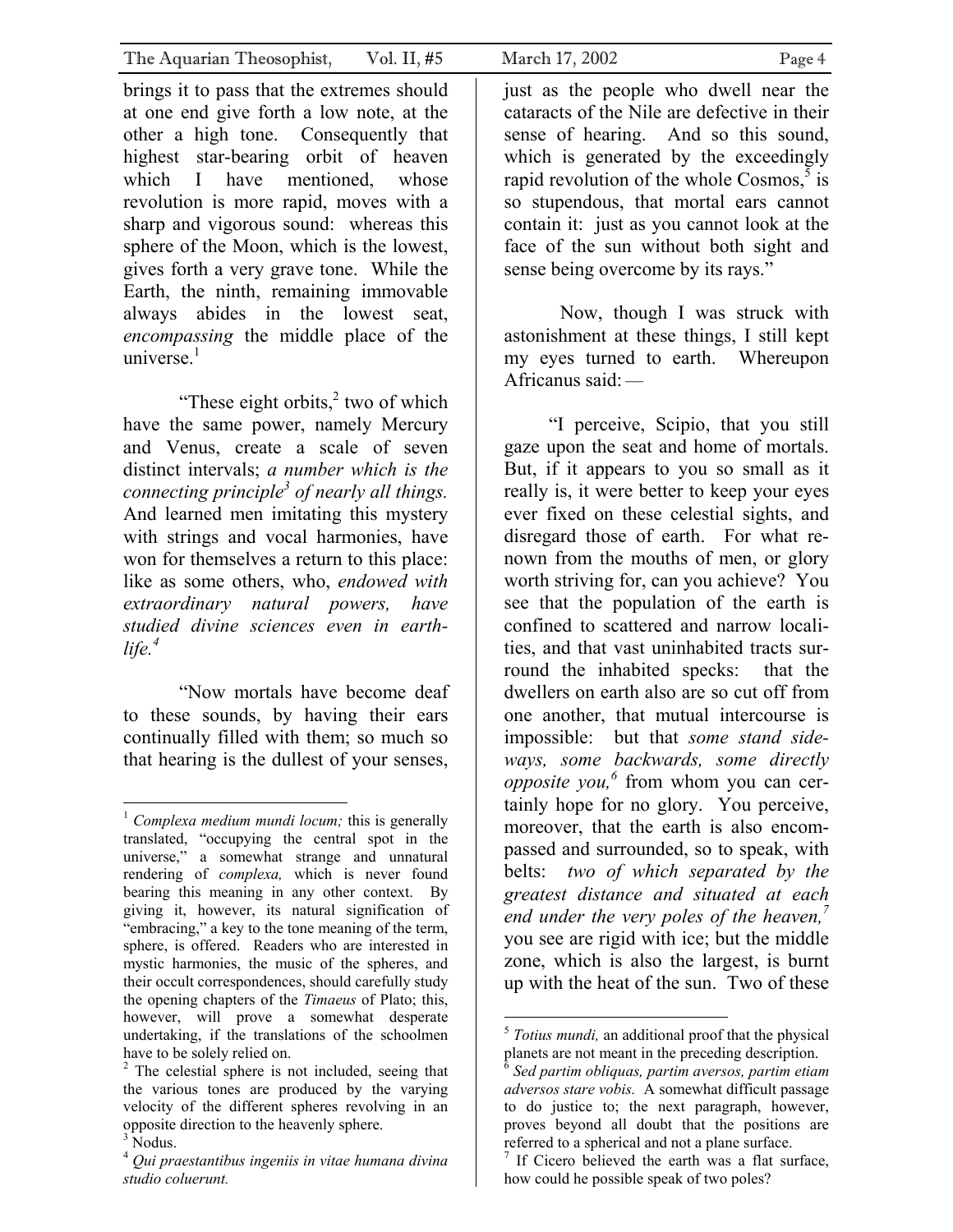brings it to pass that the extremes should at one end give forth a low note, at the other a high tone. Consequently that highest star-bearing orbit of heaven which I have mentioned, whose revolution is more rapid, moves with a sharp and vigorous sound: whereas this sphere of the Moon, which is the lowest, gives forth a very grave tone. While the Earth, the ninth, remaining immovable always abides in the lowest seat, *encompassing* the middle place of the universe.[1]

"These eight orbits,[2] two of which have the same power, namely Mercury and Venus, create a scale of seven distinct intervals; *a number which is the connecting principle*[3] *of nearly all things.* And learned men imitating this mystery with strings and vocal harmonies, have won for themselves a return to this place: like as some others, who, *endowed with extraordinary natural powers, have studied divine sciences even in earth-life.*[4]

"Now mortals have become deaf to these sounds, by having their ears continually filled with them; so much so that hearing is the dullest of your senses, just as the people who dwell near the cataracts of the Nile are defective in their sense of hearing. And so this sound, which is generated by the exceedingly rapid revolution of the whole Cosmos,[5] is so stupendous, that mortal ears cannot contain it: just as you cannot look at the face of the sun without both sight and sense being overcome by its rays."

Now, though I was struck with astonishment at these things, I still kept my eyes turned to earth. Whereupon Africanus said: —

"I perceive, Scipio, that you still gaze upon the seat and home of mortals. But, if it appears to you so small as it really is, it were better to keep your eyes ever fixed on these celestial sights, and disregard those of earth. For what renown from the mouths of men, or glory worth striving for, can you achieve? You see that the population of the earth is confined to scattered and narrow localities, and that vast uninhabited tracts surround the inhabited specks: that the dwellers on earth also are so cut off from one another, that mutual intercourse is impossible: but that *some stand sideways, some backwards, some directly opposite you,*[6] from whom you can certainly hope for no glory. You perceive, moreover, that the earth is also encompassed and surrounded, so to speak, with belts: *two of which separated by the greatest distance and situated at each end under the very poles of the heaven,*[7] you see are rigid with ice; but the middle zone, which is also the largest, is burnt up with the heat of the sun. Two of these

---

[1] *Complexa medium mundi locum;* this is generally translated, "occupying the central spot in the universe," a somewhat strange and unnatural rendering of *complexa,* which is never found bearing this meaning in any other context. By giving it, however, its natural signification of "embracing," a key to the tone meaning of the term, sphere, is offered. Readers who are interested in mystic harmonies, the music of the spheres, and their occult correspondences, should carefully study the opening chapters of the *Timaeus* of Plato; this, however, will prove a somewhat desperate undertaking, if the translations of the schoolmen have to be solely relied on.

[2] The celestial sphere is not included, seeing that the various tones are produced by the varying velocity of the different spheres revolving in an opposite direction to the heavenly sphere.

[3] Nodus.

[4] *Qui praestantibus ingeniis in vitae humana divina studio coluerunt.*

[5] *Totius mundi,* an additional proof that the physical planets are not meant in the preceding description.

[6] *Sed partim obliquas, partim aversos, partim etiam adversos stare vobis.* A somewhat difficult passage to do justice to; the next paragraph, however, proves beyond all doubt that the positions are referred to a spherical and not a plane surface.

[7] If Cicero believed the earth was a flat surface, how could he possible speak of two poles?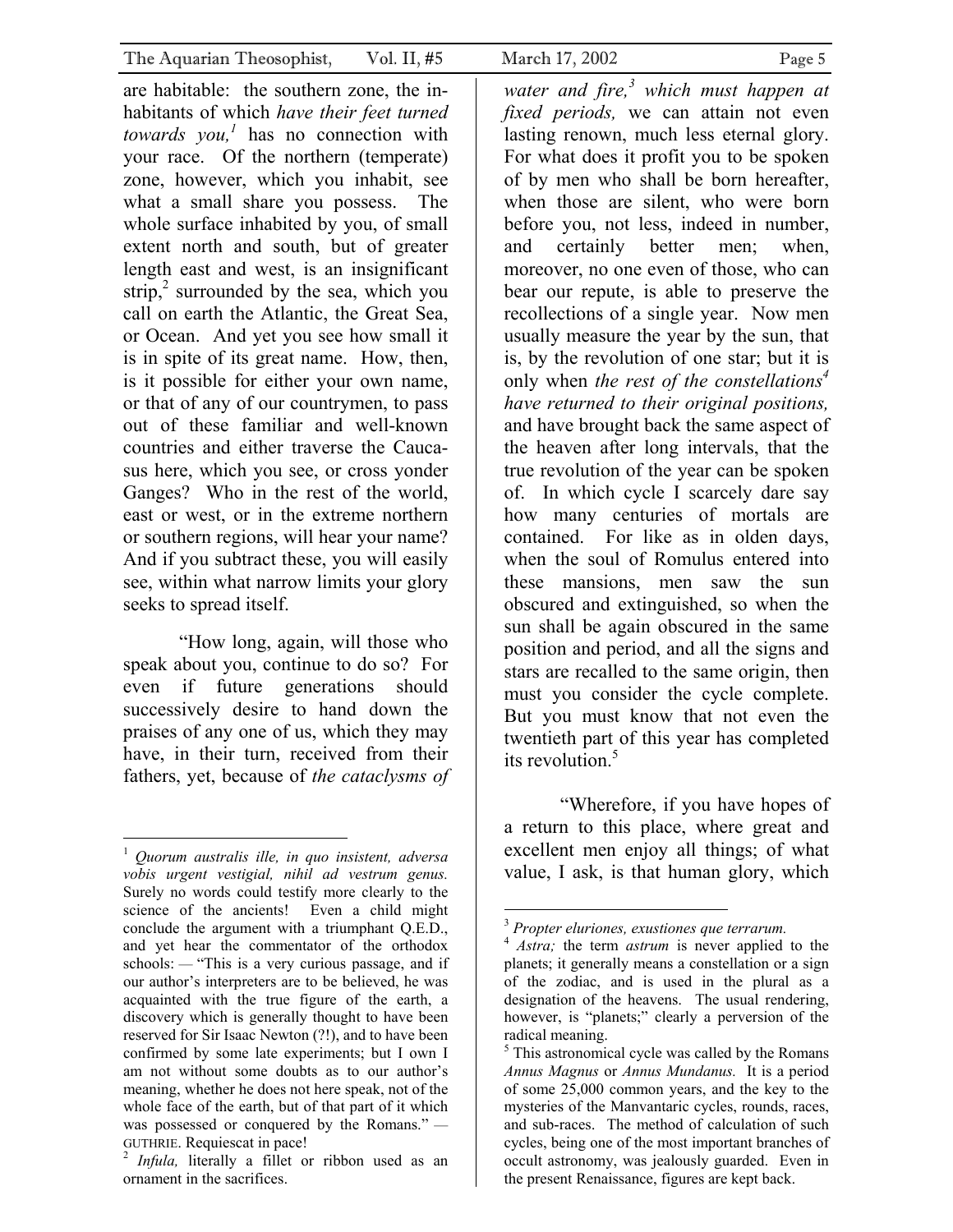are habitable: the southern zone, the inhabitants of which *have their feet turned towards you,*[1] has no connection with your race. Of the northern (temperate) zone, however, which you inhabit, see what a small share you possess. The whole surface inhabited by you, of small extent north and south, but of greater length east and west, is an insignificant strip,[2] surrounded by the sea, which you call on earth the Atlantic, the Great Sea, or Ocean. And yet you see how small it is in spite of its great name. How, then, is it possible for either your own name, or that of any of our countrymen, to pass out of these familiar and well-known countries and either traverse the Caucasus here, which you see, or cross yonder Ganges? Who in the rest of the world, east or west, or in the extreme northern or southern regions, will hear your name? And if you subtract these, you will easily see, within what narrow limits your glory seeks to spread itself.

"How long, again, will those who speak about you, continue to do so? For even if future generations should successively desire to hand down the praises of any one of us, which they may have, in their turn, received from their fathers, yet, because of *the cataclysms of water and fire,*[3] *which must happen at fixed periods,* we can attain not even lasting renown, much less eternal glory. For what does it profit you to be spoken of by men who shall be born hereafter, when those are silent, who were born before you, not less, indeed in number, and certainly better men; when, moreover, no one even of those, who can bear our repute, is able to preserve the recollections of a single year. Now men usually measure the year by the sun, that is, by the revolution of one star; but it is only when *the rest of the constellations*[4] *have returned to their original positions,* and have brought back the same aspect of the heaven after long intervals, that the true revolution of the year can be spoken of. In which cycle I scarcely dare say how many centuries of mortals are contained. For like as in olden days, when the soul of Romulus entered into these mansions, men saw the sun obscured and extinguished, so when the sun shall be again obscured in the same position and period, and all the signs and stars are recalled to the same origin, then must you consider the cycle complete. But you must know that not even the twentieth part of this year has completed its revolution.[5]

"Wherefore, if you have hopes of a return to this place, where great and excellent men enjoy all things; of what value, I ask, is that human glory, which

---

[1] *Quorum australis ille, in quo insistent, adversa vobis urgent vestigial, nihil ad vestrum genus.* Surely no words could testify more clearly to the science of the ancients! Even a child might conclude the argument with a triumphant Q.E.D., and yet hear the commentator of the orthodox schools: — "This is a very curious passage, and if our author's interpreters are to be believed, he was acquainted with the true figure of the earth, a discovery which is generally thought to have been reserved for Sir Isaac Newton (?!), and to have been confirmed by some late experiments; but I own I am not without some doubts as to our author's meaning, whether he does not here speak, not of the whole face of the earth, but of that part of it which was possessed or conquered by the Romans." — GUTHRIE. Requiescat in pace!

[2] *Infula,* literally a fillet or ribbon used as an ornament in the sacrifices.

[3] *Propter eluriones, exustiones que terrarum.*

[4] *Astra;* the term *astrum* is never applied to the planets; it generally means a constellation or a sign of the zodiac, and is used in the plural as a designation of the heavens. The usual rendering, however, is "planets;" clearly a perversion of the radical meaning.

[5] This astronomical cycle was called by the Romans *Annus Magnus* or *Annus Mundanus.* It is a period of some 25,000 common years, and the key to the mysteries of the Manvantaric cycles, rounds, races, and sub-races. The method of calculation of such cycles, being one of the most important branches of occult astronomy, was jealously guarded. Even in the present Renaissance, figures are kept back.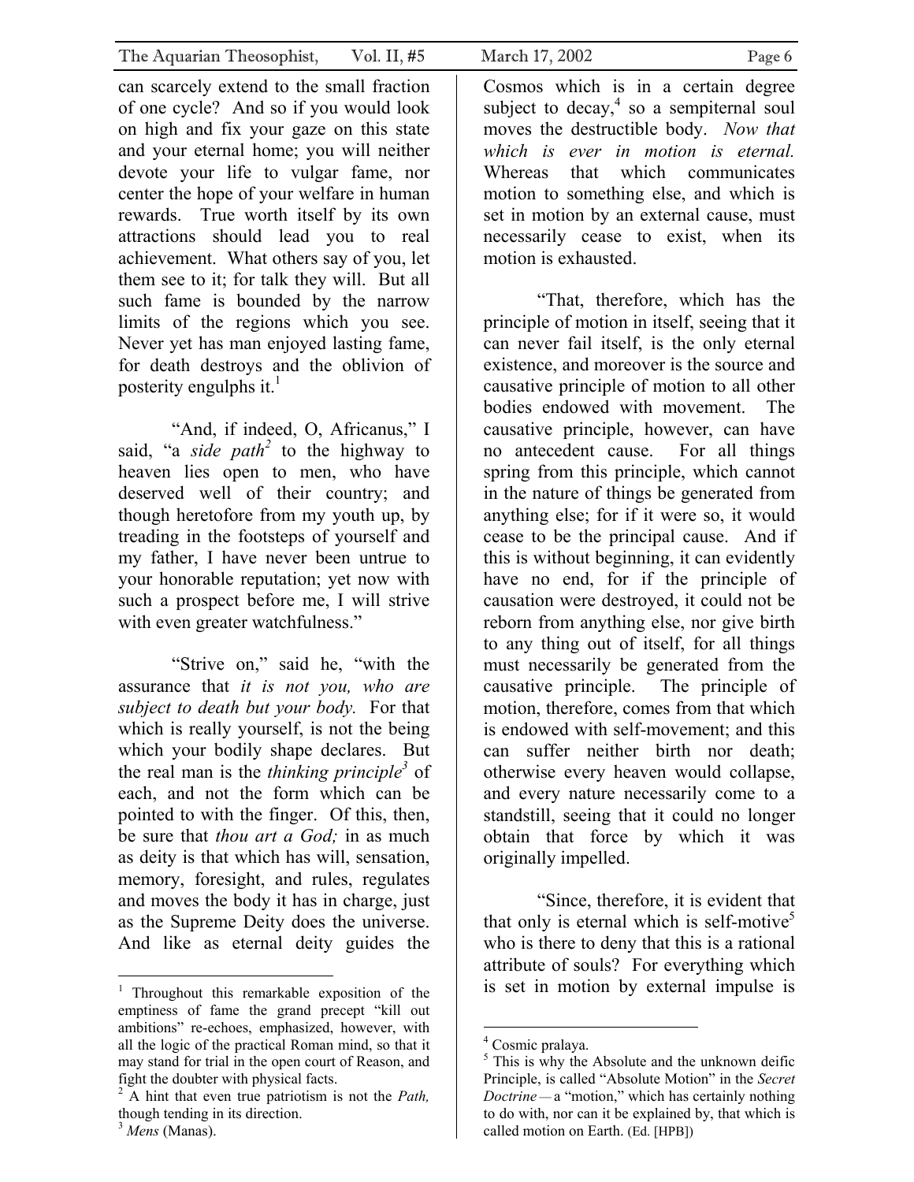can scarcely extend to the small fraction of one cycle? And so if you would look on high and fix your gaze on this state and your eternal home; you will neither devote your life to vulgar fame, nor center the hope of your welfare in human rewards. True worth itself by its own attractions should lead you to real achievement. What others say of you, let them see to it; for talk they will. But all such fame is bounded by the narrow limits of the regions which you see. Never yet has man enjoyed lasting fame, for death destroys and the oblivion of posterity engulphs it.[1]

"And, if indeed, O, Africanus," I said, "a *side path*[2] to the highway to heaven lies open to men, who have deserved well of their country; and though heretofore from my youth up, by treading in the footsteps of yourself and my father, I have never been untrue to your honorable reputation; yet now with such a prospect before me, I will strive with even greater watchfulness."

"Strive on," said he, "with the assurance that *it is not you, who are subject to death but your body.* For that which is really yourself, is not the being which your bodily shape declares. But the real man is the *thinking principle*[3] of each, and not the form which can be pointed to with the finger. Of this, then, be sure that *thou art a God;* in as much as deity is that which has will, sensation, memory, foresight, and rules, regulates and moves the body it has in charge, just as the Supreme Deity does the universe. And like as eternal deity guides the Cosmos which is in a certain degree subject to decay,[4] so a sempiternal soul moves the destructible body. *Now that which is ever in motion is eternal.* Whereas that which communicates motion to something else, and which is set in motion by an external cause, must necessarily cease to exist, when its motion is exhausted.

"That, therefore, which has the principle of motion in itself, seeing that it can never fail itself, is the only eternal existence, and moreover is the source and causative principle of motion to all other bodies endowed with movement. The causative principle, however, can have no antecedent cause. For all things spring from this principle, which cannot in the nature of things be generated from anything else; for if it were so, it would cease to be the principal cause. And if this is without beginning, it can evidently have no end, for if the principle of causation were destroyed, it could not be reborn from anything else, nor give birth to any thing out of itself, for all things must necessarily be generated from the causative principle. The principle of motion, therefore, comes from that which is endowed with self-movement; and this can suffer neither birth nor death; otherwise every heaven would collapse, and every nature necessarily come to a standstill, seeing that it could no longer obtain that force by which it was originally impelled.

"Since, therefore, it is evident that that only is eternal which is self-motive[5] who is there to deny that this is a rational attribute of souls? For everything which is set in motion by external impulse is

---

[1] Throughout this remarkable exposition of the emptiness of fame the grand precept "kill out ambitions" re-echoes, emphasized, however, with all the logic of the practical Roman mind, so that it may stand for trial in the open court of Reason, and fight the doubter with physical facts.

[2] A hint that even true patriotism is not the *Path,* though tending in its direction.

[3] *Mens* (Manas).

[4] Cosmic pralaya.

[5] This is why the Absolute and the unknown deific Principle, is called "Absolute Motion" in the *Secret Doctrine* — a "motion," which has certainly nothing to do with, nor can it be explained by, that which is called motion on Earth. (Ed. [HPB])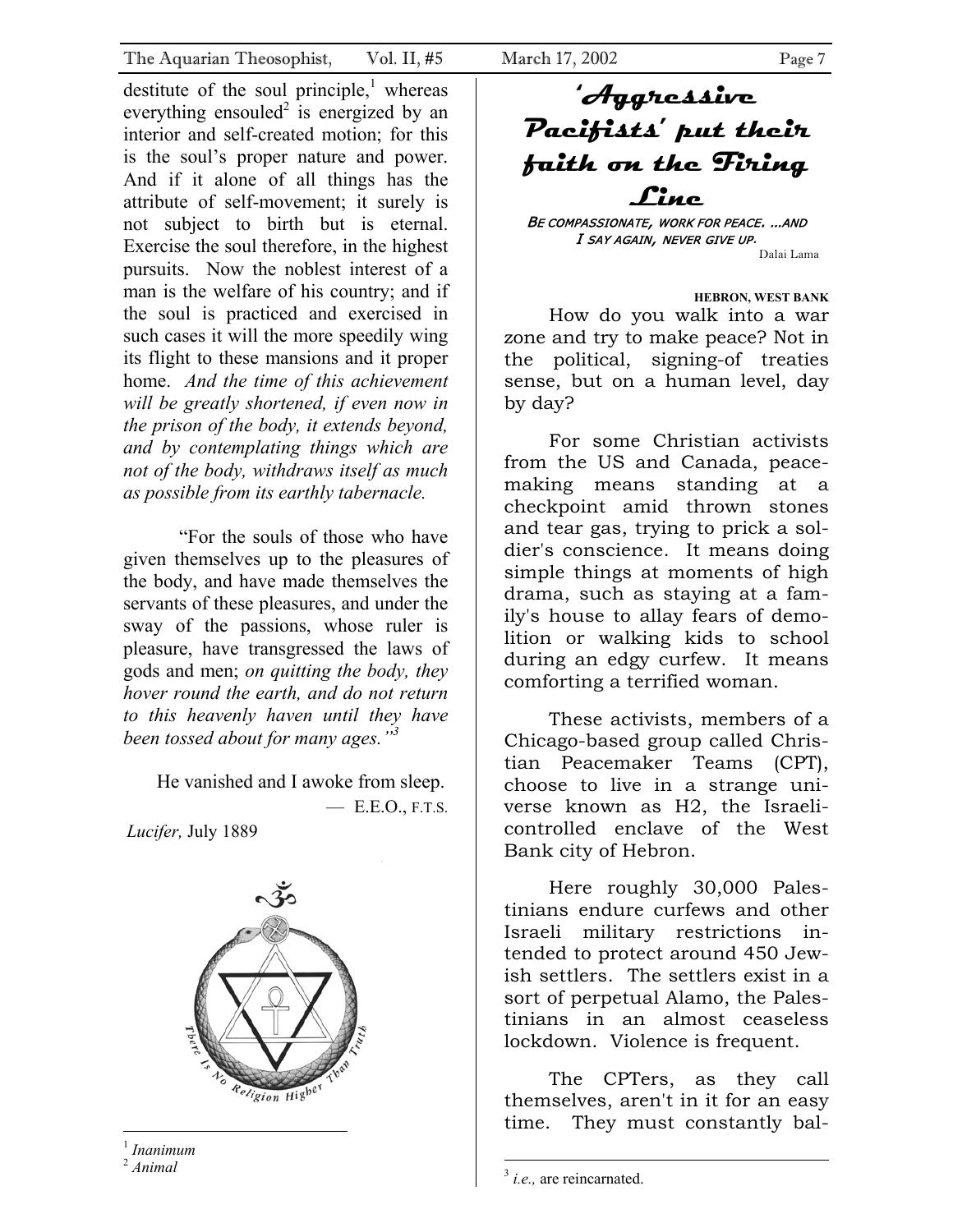destitute of the soul principle,[1] whereas everything ensouled[2] is energized by an interior and self-created motion; for this is the soul's proper nature and power. And if it alone of all things has the attribute of self-movement; it surely is not subject to birth but is eternal. Exercise the soul therefore, in the highest pursuits. Now the noblest interest of a man is the welfare of his country; and if the soul is practiced and exercised in such cases it will the more speedily wing its flight to these mansions and it proper home. *And the time of this achievement will be greatly shortened, if even now in the prison of the body, it extends beyond, and by contemplating things which are not of the body, withdraws itself as much as possible from its earthly tabernacle.*

"For the souls of those who have given themselves up to the pleasures of the body, and have made themselves the servants of these pleasures, and under the sway of the passions, whose ruler is pleasure, have transgressed the laws of gods and men; *on quitting the body, they hover round the earth, and do not return to this heavenly haven until they have been tossed about for many ages."*[3]

He vanished and I awoke from sleep.

— E.E.O., F.T.S.

*Lucifer,* July 1889

There Is No Religion Higher Than Truth

[1] *Inanimum*

[2] *Animal*

[3] *i.e.,* are reincarnated.

# 'Aggressive Pacifists' put their faith on the Firing Line

*BE COMPASSIONATE, WORK FOR PEACE. ...AND I SAY AGAIN, NEVER GIVE UP.*

Dalai Lama

**HEBRON, WEST BANK**

How do you walk into a war zone and try to make peace? Not in the political, signing-of treaties sense, but on a human level, day by day?

For some Christian activists from the US and Canada, peace-making means standing at a checkpoint amid thrown stones and tear gas, trying to prick a soldier's conscience. It means doing simple things at moments of high drama, such as staying at a family's house to allay fears of demolition or walking kids to school during an edgy curfew. It means comforting a terrified woman.

These activists, members of a Chicago-based group called Christian Peacemaker Teams (CPT), choose to live in a strange universe known as H2, the Israeli-controlled enclave of the West Bank city of Hebron.

Here roughly 30,000 Palestinians endure curfews and other Israeli military restrictions intended to protect around 450 Jewish settlers. The settlers exist in a sort of perpetual Alamo, the Palestinians in an almost ceaseless lockdown. Violence is frequent.

The CPTers, as they call themselves, aren't in it for an easy time. They must constantly bal-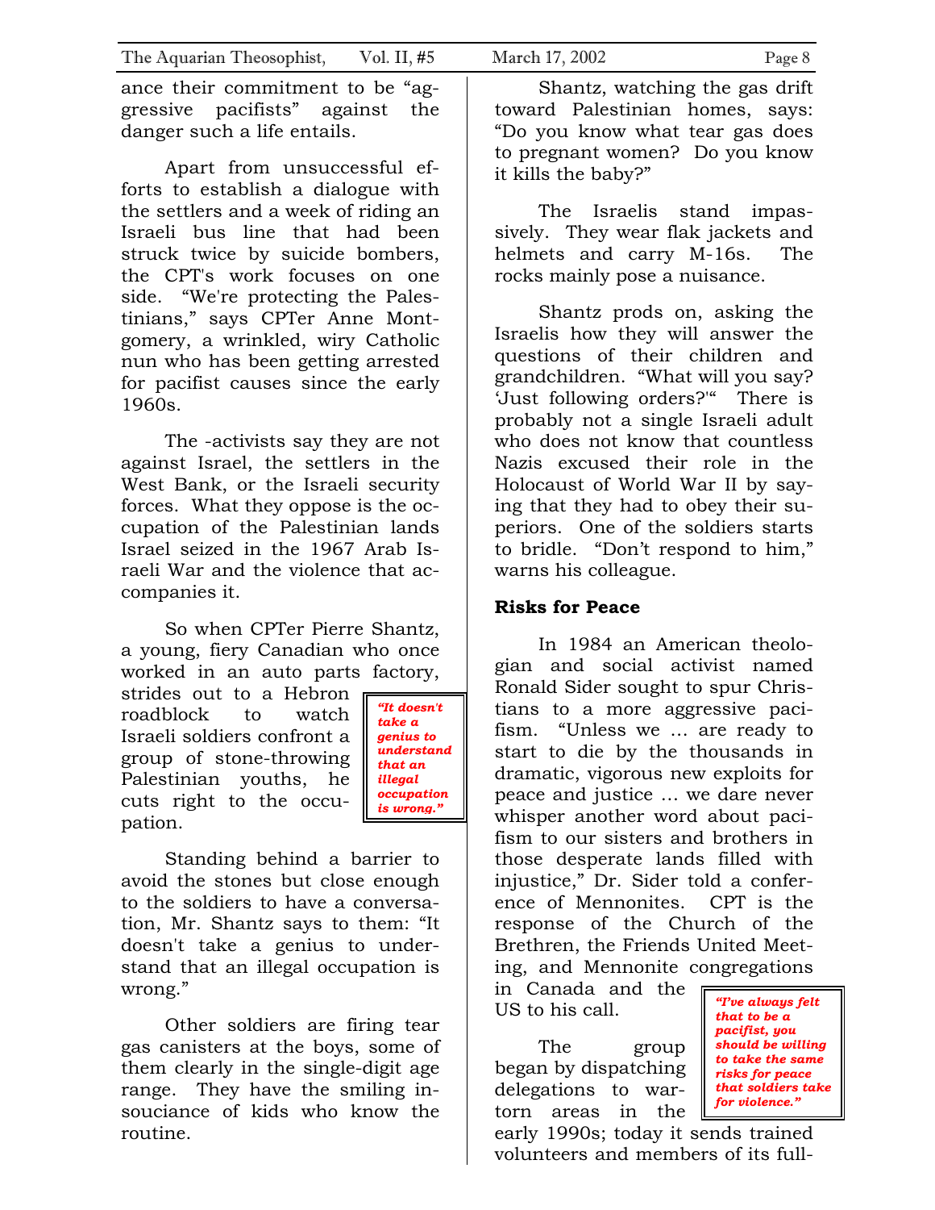ance their commitment to be "aggressive pacifists" against the danger such a life entails.

Apart from unsuccessful efforts to establish a dialogue with the settlers and a week of riding an Israeli bus line that had been struck twice by suicide bombers, the CPT's work focuses on one side. "We're protecting the Palestinians," says CPTer Anne Montgomery, a wrinkled, wiry Catholic nun who has been getting arrested for pacifist causes since the early 1960s.

The -activists say they are not against Israel, the settlers in the West Bank, or the Israeli security forces. What they oppose is the occupation of the Palestinian lands Israel seized in the 1967 Arab Israeli War and the violence that accompanies it.

So when CPTer Pierre Shantz, a young, fiery Canadian who once worked in an auto parts factory, strides out to a Hebron roadblock to watch Israeli soldiers confront a group of stone-throwing Palestinian youths, he cuts right to the occupation.

> ***"It doesn't take a genius to understand that an illegal occupation is wrong."***

Standing behind a barrier to avoid the stones but close enough to the soldiers to have a conversation, Mr. Shantz says to them: "It doesn't take a genius to understand that an illegal occupation is wrong."

Other soldiers are firing tear gas canisters at the boys, some of them clearly in the single-digit age range. They have the smiling insouciance of kids who know the routine.

Shantz, watching the gas drift toward Palestinian homes, says: "Do you know what tear gas does to pregnant women? Do you know it kills the baby?"

The Israelis stand impassively. They wear flak jackets and helmets and carry M-16s. The rocks mainly pose a nuisance.

Shantz prods on, asking the Israelis how they will answer the questions of their children and grandchildren. "What will you say? 'Just following orders?'" There is probably not a single Israeli adult who does not know that countless Nazis excused their role in the Holocaust of World War II by saying that they had to obey their superiors. One of the soldiers starts to bridle. "Don't respond to him," warns his colleague.

**Risks for Peace**

In 1984 an American theologian and social activist named Ronald Sider sought to spur Christians to a more aggressive pacifism. "Unless we … are ready to start to die by the thousands in dramatic, vigorous new exploits for peace and justice … we dare never whisper another word about pacifism to our sisters and brothers in those desperate lands filled with injustice," Dr. Sider told a conference of Mennonites. CPT is the response of the Church of the Brethren, the Friends United Meeting, and Mennonite congregations in Canada and the US to his call.

> ***"I've always felt that to be a pacifist, you should be willing to take the same risks for peace that soldiers take for violence."***

The group began by dispatching delegations to war-torn areas in the early 1990s; today it sends trained volunteers and members of its full-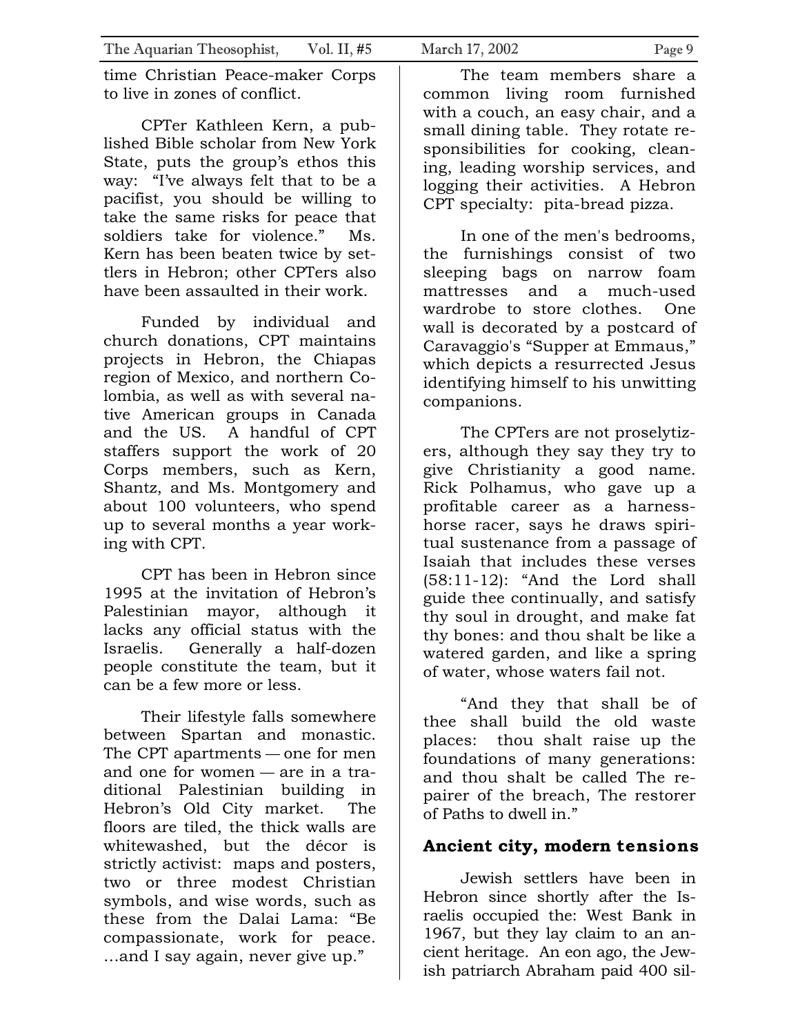time Christian Peace-maker Corps to live in zones of conflict.

CPTer Kathleen Kern, a published Bible scholar from New York State, puts the group's ethos this way: "I've always felt that to be a pacifist, you should be willing to take the same risks for peace that soldiers take for violence." Ms. Kern has been beaten twice by settlers in Hebron; other CPTers also have been assaulted in their work.

Funded by individual and church donations, CPT maintains projects in Hebron, the Chiapas region of Mexico, and northern Colombia, as well as with several native American groups in Canada and the US. A handful of CPT staffers support the work of 20 Corps members, such as Kern, Shantz, and Ms. Montgomery and about 100 volunteers, who spend up to several months a year working with CPT.

CPT has been in Hebron since 1995 at the invitation of Hebron's Palestinian mayor, although it lacks any official status with the Israelis. Generally a half-dozen people constitute the team, but it can be a few more or less.

Their lifestyle falls somewhere between Spartan and monastic. The CPT apartments — one for men and one for women — are in a traditional Palestinian building in Hebron's Old City market. The floors are tiled, the thick walls are whitewashed, but the décor is strictly activist: maps and posters, two or three modest Christian symbols, and wise words, such as these from the Dalai Lama: "Be compassionate, work for peace. …and I say again, never give up."

The team members share a common living room furnished with a couch, an easy chair, and a small dining table. They rotate responsibilities for cooking, cleaning, leading worship services, and logging their activities. A Hebron CPT specialty: pita-bread pizza.

In one of the men's bedrooms, the furnishings consist of two sleeping bags on narrow foam mattresses and a much-used wardrobe to store clothes. One wall is decorated by a postcard of Caravaggio's "Supper at Emmaus," which depicts a resurrected Jesus identifying himself to his unwitting companions.

The CPTers are not proselytizers, although they say they try to give Christianity a good name. Rick Polhamus, who gave up a profitable career as a harness-horse racer, says he draws spiritual sustenance from a passage of Isaiah that includes these verses (58:11-12): "And the Lord shall guide thee continually, and satisfy thy soul in drought, and make fat thy bones: and thou shalt be like a watered garden, and like a spring of water, whose waters fail not.

"And they that shall be of thee shall build the old waste places: thou shalt raise up the foundations of many generations: and thou shalt be called The repairer of the breach, The restorer of Paths to dwell in."

## Ancient city, modern tensions

Jewish settlers have been in Hebron since shortly after the Israelis occupied the: West Bank in 1967, but they lay claim to an ancient heritage. An eon ago, the Jewish patriarch Abraham paid 400 sil-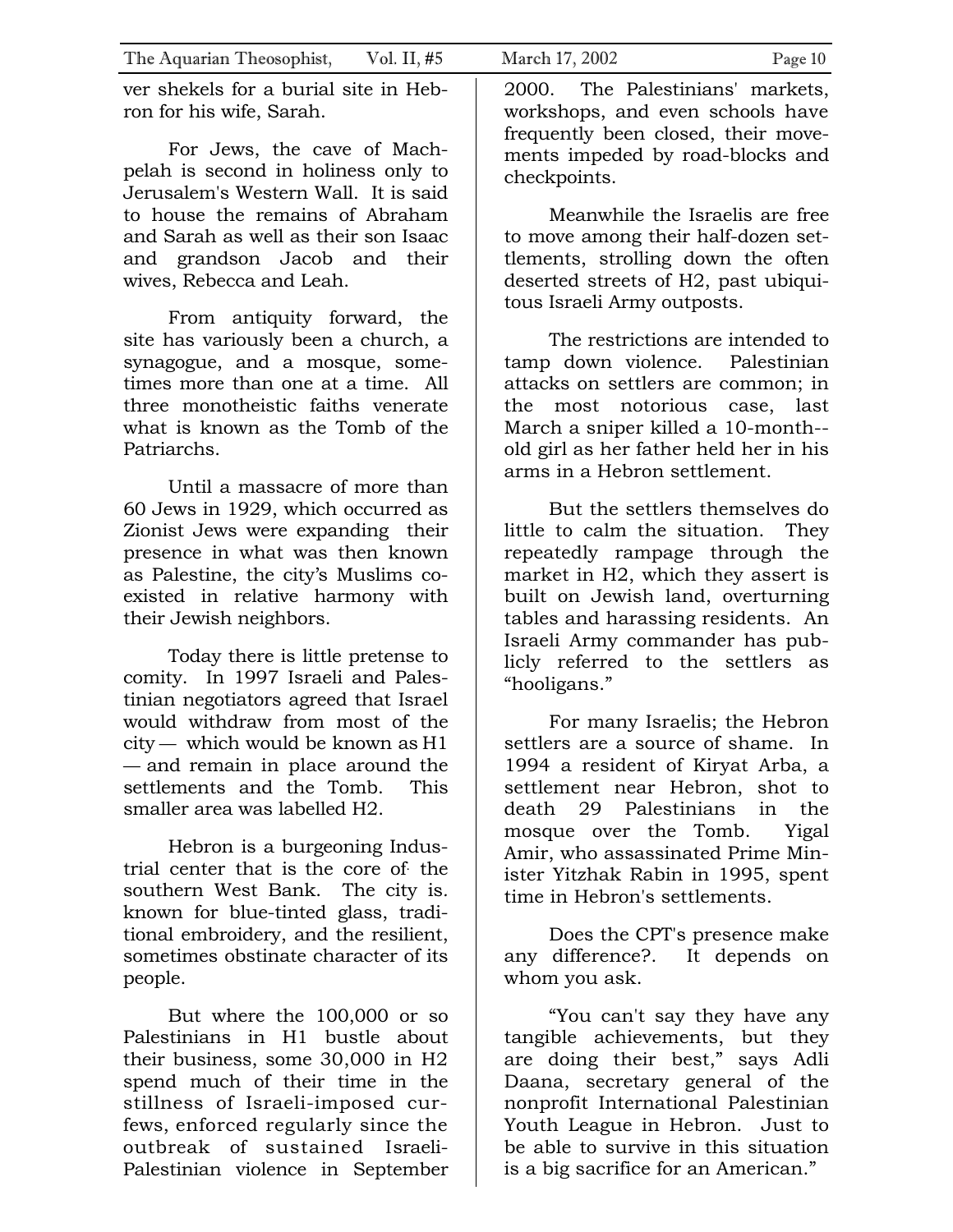ver shekels for a burial site in Hebron for his wife, Sarah.

For Jews, the cave of Machpelah is second in holiness only to Jerusalem's Western Wall. It is said to house the remains of Abraham and Sarah as well as their son Isaac and grandson Jacob and their wives, Rebecca and Leah.

From antiquity forward, the site has variously been a church, a synagogue, and a mosque, sometimes more than one at a time. All three monotheistic faiths venerate what is known as the Tomb of the Patriarchs.

Until a massacre of more than 60 Jews in 1929, which occurred as Zionist Jews were expanding their presence in what was then known as Palestine, the city's Muslims coexisted in relative harmony with their Jewish neighbors.

Today there is little pretense to comity. In 1997 Israeli and Palestinian negotiators agreed that Israel would withdraw from most of the city — which would be known as H1 — and remain in place around the settlements and the Tomb. This smaller area was labelled H2.

Hebron is a burgeoning Industrial center that is the core of the southern West Bank. The city is. known for blue-tinted glass, traditional embroidery, and the resilient, sometimes obstinate character of its people.

But where the 100,000 or so Palestinians in H1 bustle about their business, some 30,000 in H2 spend much of their time in the stillness of Israeli-imposed curfews, enforced regularly since the outbreak of sustained Israeli-Palestinian violence in September 2000. The Palestinians' markets, workshops, and even schools have frequently been closed, their movements impeded by road-blocks and checkpoints.

Meanwhile the Israelis are free to move among their half-dozen settlements, strolling down the often deserted streets of H2, past ubiquitous Israeli Army outposts.

The restrictions are intended to tamp down violence. Palestinian attacks on settlers are common; in the most notorious case, last March a sniper killed a 10-month--old girl as her father held her in his arms in a Hebron settlement.

But the settlers themselves do little to calm the situation. They repeatedly rampage through the market in H2, which they assert is built on Jewish land, overturning tables and harassing residents. An Israeli Army commander has publicly referred to the settlers as "hooligans."

For many Israelis; the Hebron settlers are a source of shame. In 1994 a resident of Kiryat Arba, a settlement near Hebron, shot to death 29 Palestinians in the mosque over the Tomb. Yigal Amir, who assassinated Prime Minister Yitzhak Rabin in 1995, spent time in Hebron's settlements.

Does the CPT's presence make any difference?. It depends on whom you ask.

"You can't say they have any tangible achievements, but they are doing their best," says Adli Daana, secretary general of the nonprofit International Palestinian Youth League in Hebron. Just to be able to survive in this situation is a big sacrifice for an American."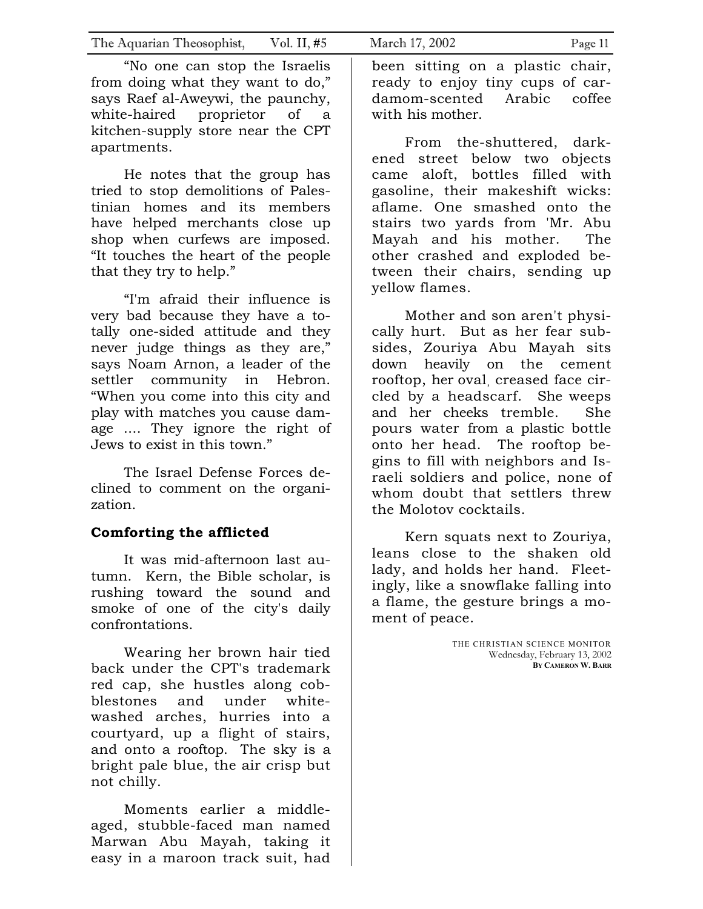"No one can stop the Israelis from doing what they want to do," says Raef al-Aweywi, the paunchy, white-haired proprietor of a kitchen-supply store near the CPT apartments.

He notes that the group has tried to stop demolitions of Palestinian homes and its members have helped merchants close up shop when curfews are imposed. "It touches the heart of the people that they try to help."

"I'm afraid their influence is very bad because they have a totally one-sided attitude and they never judge things as they are," says Noam Arnon, a leader of the settler community in Hebron. "When you come into this city and play with matches you cause damage .... They ignore the right of Jews to exist in this town."

The Israel Defense Forces declined to comment on the organization.

**Comforting the afflicted**

It was mid-afternoon last autumn. Kern, the Bible scholar, is rushing toward the sound and smoke of one of the city's daily confrontations.

Wearing her brown hair tied back under the CPT's trademark red cap, she hustles along cobblestones and under whitewashed arches, hurries into a courtyard, up a flight of stairs, and onto a rooftop. The sky is a bright pale blue, the air crisp but not chilly.

Moments earlier a middle-aged, stubble-faced man named Marwan Abu Mayah, taking it easy in a maroon track suit, had been sitting on a plastic chair, ready to enjoy tiny cups of cardamom-scented Arabic coffee with his mother.

From the-shuttered, darkened street below two objects came aloft, bottles filled with gasoline, their makeshift wicks: aflame. One smashed onto the stairs two yards from 'Mr. Abu Mayah and his mother. The other crashed and exploded between their chairs, sending up yellow flames.

Mother and son aren't physically hurt. But as her fear subsides, Zouriya Abu Mayah sits down heavily on the cement rooftop, her oval, creased face circled by a headscarf. She weeps and her cheeks tremble. She pours water from a plastic bottle onto her head. The rooftop begins to fill with neighbors and Israeli soldiers and police, none of whom doubt that settlers threw the Molotov cocktails.

Kern squats next to Zouriya, leans close to the shaken old lady, and holds her hand. Fleetingly, like a snowflake falling into a flame, the gesture brings a moment of peace.

THE CHRISTIAN SCIENCE MONITOR
Wednesday, February 13, 2002
**By Cameron W. Barr**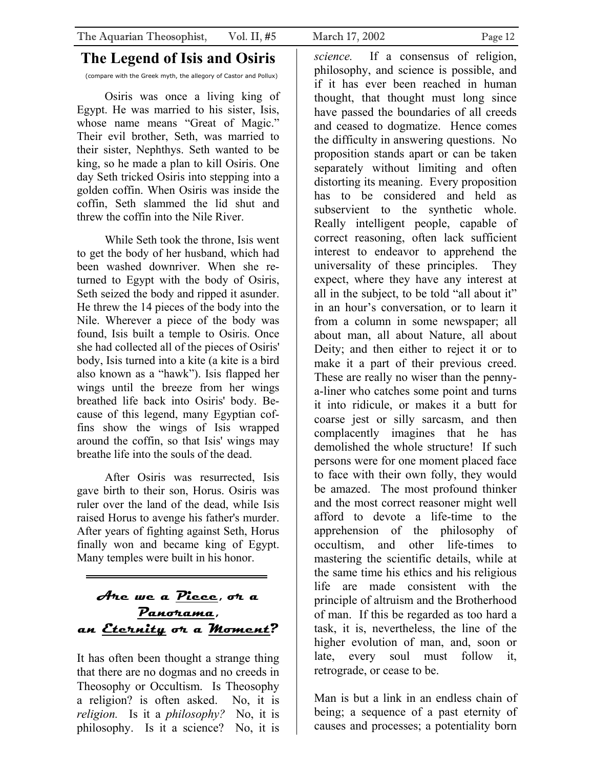# The Legend of Isis and Osiris

(compare with the Greek myth, the allegory of Castor and Pollux)

Osiris was once a living king of Egypt. He was married to his sister, Isis, whose name means "Great of Magic." Their evil brother, Seth, was married to their sister, Nephthys. Seth wanted to be king, so he made a plan to kill Osiris. One day Seth tricked Osiris into stepping into a golden coffin. When Osiris was inside the coffin, Seth slammed the lid shut and threw the coffin into the Nile River.

While Seth took the throne, Isis went to get the body of her husband, which had been washed downriver. When she returned to Egypt with the body of Osiris, Seth seized the body and ripped it asunder. He threw the 14 pieces of the body into the Nile. Wherever a piece of the body was found, Isis built a temple to Osiris. Once she had collected all of the pieces of Osiris' body, Isis turned into a kite (a kite is a bird also known as a "hawk"). Isis flapped her wings until the breeze from her wings breathed life back into Osiris' body. Because of this legend, many Egyptian coffins show the wings of Isis wrapped around the coffin, so that Isis' wings may breathe life into the souls of the dead.

After Osiris was resurrected, Isis gave birth to their son, Horus. Osiris was ruler over the land of the dead, while Isis raised Horus to avenge his father's murder. After years of fighting against Seth, Horus finally won and became king of Egypt. Many temples were built in his honor.

## Are we a <u>Piece</u>, or a <u>Panorama</u>, an <u>Eternity</u> or a <u>Moment</u>?

It has often been thought a strange thing that there are no dogmas and no creeds in Theosophy or Occultism. Is Theosophy a religion? is often asked. No, it is *religion.* Is it a *philosophy?* No, it is philosophy. Is it a science? No, it is *science.* If a consensus of religion, philosophy, and science is possible, and if it has ever been reached in human thought, that thought must long since have passed the boundaries of all creeds and ceased to dogmatize. Hence comes the difficulty in answering questions. No proposition stands apart or can be taken separately without limiting and often distorting its meaning. Every proposition has to be considered and held as subservient to the synthetic whole. Really intelligent people, capable of correct reasoning, often lack sufficient interest to endeavor to apprehend the universality of these principles. They expect, where they have any interest at all in the subject, to be told "all about it" in an hour's conversation, or to learn it from a column in some newspaper; all about man, all about Nature, all about Deity; and then either to reject it or to make it a part of their previous creed. These are really no wiser than the penny-a-liner who catches some point and turns it into ridicule, or makes it a butt for coarse jest or silly sarcasm, and then complacently imagines that he has demolished the whole structure! If such persons were for one moment placed face to face with their own folly, they would be amazed. The most profound thinker and the most correct reasoner might well afford to devote a life-time to the apprehension of the philosophy of occultism, and other life-times to mastering the scientific details, while at the same time his ethics and his religious life are made consistent with the principle of altruism and the Brotherhood of man. If this be regarded as too hard a task, it is, nevertheless, the line of the higher evolution of man, and, soon or late, every soul must follow it, retrograde, or cease to be.

Man is but a link in an endless chain of being; a sequence of a past eternity of causes and processes; a potentiality born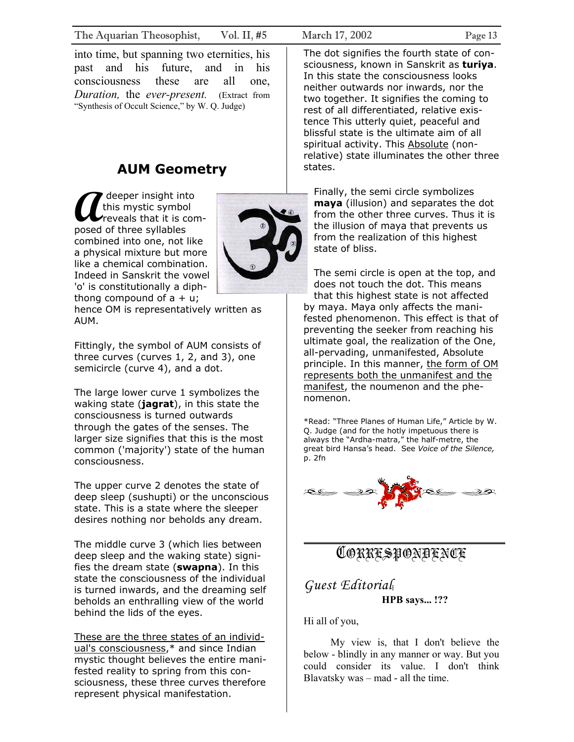into time, but spanning two eternities, his past and his future, and in his consciousness these are all one, *Duration,* the *ever-present.* (Extract from "Synthesis of Occult Science," by W. Q. Judge)

## AUM Geometry

A deeper insight into this mystic symbol reveals that it is composed of three syllables combined into one, not like a physical mixture but more like a chemical combination. Indeed in Sanskrit the vowel 'o' is constitutionally a diphthong compound of a + u; hence OM is representatively written as AUM.

Fittingly, the symbol of AUM consists of three curves (curves 1, 2, and 3), one semicircle (curve 4), and a dot.

The large lower curve 1 symbolizes the waking state (**jagrat**), in this state the consciousness is turned outwards through the gates of the senses. The larger size signifies that this is the most common ('majority') state of the human consciousness.

The upper curve 2 denotes the state of deep sleep (sushupti) or the unconscious state. This is a state where the sleeper desires nothing nor beholds any dream.

The middle curve 3 (which lies between deep sleep and the waking state) signifies the dream state (**swapna**). In this state the consciousness of the individual is turned inwards, and the dreaming self beholds an enthralling view of the world behind the lids of the eyes.

<u>These are the three states of an individual's consciousness</u>,* and since Indian mystic thought believes the entire manifested reality to spring from this consciousness, these three curves therefore represent physical manifestation.

The dot signifies the fourth state of consciousness, known in Sanskrit as **turiya**. In this state the consciousness looks neither outwards nor inwards, nor the two together. It signifies the coming to rest of all differentiated, relative existence This utterly quiet, peaceful and blissful state is the ultimate aim of all spiritual activity. This <u>Absolute</u> (non-relative) state illuminates the other three states.

Finally, the semi circle symbolizes **maya** (illusion) and separates the dot from the other three curves. Thus it is the illusion of maya that prevents us from the realization of this highest state of bliss.

The semi circle is open at the top, and does not touch the dot. This means that this highest state is not affected by maya. Maya only affects the manifested phenomenon. This effect is that of preventing the seeker from reaching his ultimate goal, the realization of the One, all-pervading, unmanifested, Absolute principle. In this manner, <u>the form of OM represents both the unmanifest and the manifest</u>, the noumenon and the phenomenon.

*Read: "Three Planes of Human Life," Article by W. Q. Judge (and for the hotly impetuous there is always the "Ardha-matra," the half-metre, the great bird Hansa's head. See *Voice of the Silence,* p. 2fn

## Correspondence

### *Guest Editorial*

**HPB says... !??**

Hi all of you,

My view is, that I don't believe the below - blindly in any manner or way. But you could consider its value. I don't think Blavatsky was – mad - all the time.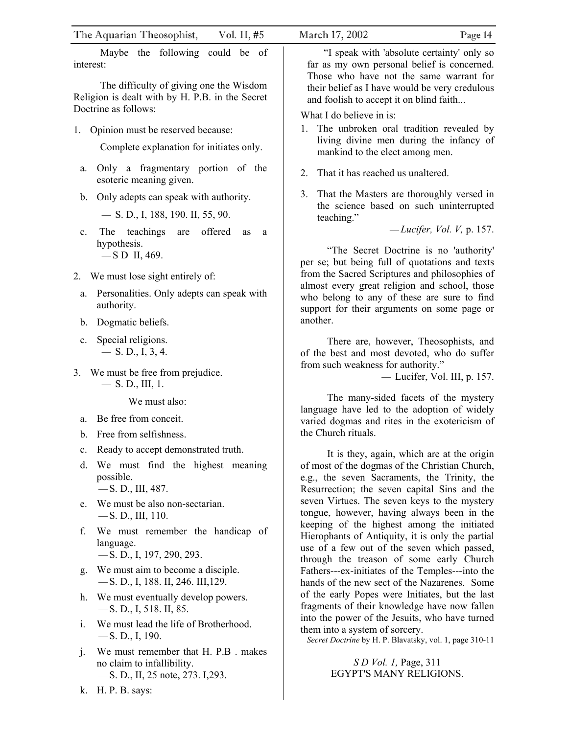Maybe the following could be of interest:

The difficulty of giving one the Wisdom Religion is dealt with by H. P.B. in the Secret Doctrine as follows:

1. Opinion must be reserved because:

   Complete explanation for initiates only.

   a. Only a fragmentary portion of the esoteric meaning given.
   b. Only adepts can speak with authority.

      — S. D., I, 188, 190. II, 55, 90.

   c. The teachings are offered as a hypothesis.
      — S D II, 469.

2. We must lose sight entirely of:

   a. Personalities. Only adepts can speak with authority.
   b. Dogmatic beliefs.
   c. Special religions.
      — S. D., I, 3, 4.

3. We must be free from prejudice.
   — S. D., III, 1.

   We must also:

   a. Be free from conceit.
   b. Free from selfishness.
   c. Ready to accept demonstrated truth.
   d. We must find the highest meaning possible.
      — S. D., III, 487.
   e. We must be also non-sectarian.
      — S. D., III, 110.
   f. We must remember the handicap of language.
      — S. D., I, 197, 290, 293.
   g. We must aim to become a disciple.
      — S. D., I, 188. II, 246. III,129.
   h. We must eventually develop powers.
      — S. D., I, 518. II, 85.
   i. We must lead the life of Brotherhood.
      — S. D., I, 190.
   j. We must remember that H. P.B . makes no claim to infallibility.
      — S. D., II, 25 note, 273. I,293.
   k. H. P. B. says:

> "I speak with 'absolute certainty' only so far as my own personal belief is concerned. Those who have not the same warrant for their belief as I have would be very credulous and foolish to accept it on blind faith...
>
> What I do believe in is:
>
> 1. The unbroken oral tradition revealed by living divine men during the infancy of mankind to the elect among men.
> 2. That it has reached us unaltered.
> 3. That the Masters are thoroughly versed in the science based on such uninterrupted teaching."
>
> — *Lucifer, Vol. V,* p. 157.

"The Secret Doctrine is no 'authority' per se; but being full of quotations and texts from the Sacred Scriptures and philosophies of almost every great religion and school, those who belong to any of these are sure to find support for their arguments on some page or another.

There are, however, Theosophists, and of the best and most devoted, who do suffer from such weakness for authority."

— Lucifer, Vol. III, p. 157.

The many-sided facets of the mystery language have led to the adoption of widely varied dogmas and rites in the exotericism of the Church rituals.

It is they, again, which are at the origin of most of the dogmas of the Christian Church, e.g., the seven Sacraments, the Trinity, the Resurrection; the seven capital Sins and the seven Virtues. The seven keys to the mystery tongue, however, having always been in the keeping of the highest among the initiated Hierophants of Antiquity, it is only the partial use of a few out of the seven which passed, through the treason of some early Church Fathers---ex-initiates of the Temples---into the hands of the new sect of the Nazarenes. Some of the early Popes were Initiates, but the last fragments of their knowledge have now fallen into the power of the Jesuits, who have turned them into a system of sorcery.

*Secret Doctrine* by H. P. Blavatsky, vol. 1, page 310-11

*S D Vol. 1,* Page, 311
EGYPT'S MANY RELIGIONS.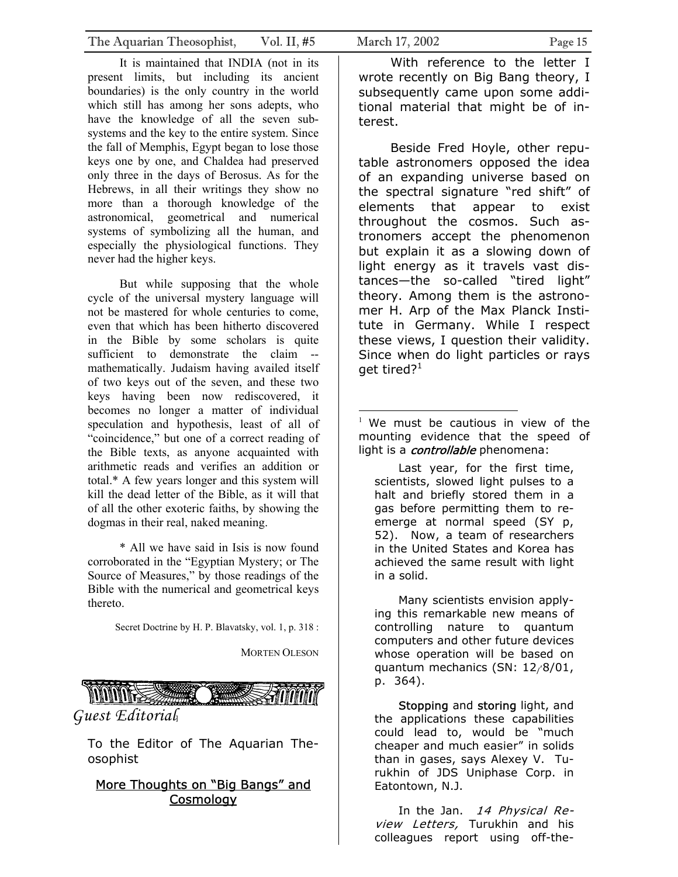It is maintained that INDIA (not in its present limits, but including its ancient boundaries) is the only country in the world which still has among her sons adepts, who have the knowledge of all the seven sub-systems and the key to the entire system. Since the fall of Memphis, Egypt began to lose those keys one by one, and Chaldea had preserved only three in the days of Berosus. As for the Hebrews, in all their writings they show no more than a thorough knowledge of the astronomical, geometrical and numerical systems of symbolizing all the human, and especially the physiological functions. They never had the higher keys.

But while supposing that the whole cycle of the universal mystery language will not be mastered for whole centuries to come, even that which has been hitherto discovered in the Bible by some scholars is quite sufficient to demonstrate the claim -- mathematically. Judaism having availed itself of two keys out of the seven, and these two keys having been now rediscovered, it becomes no longer a matter of individual speculation and hypothesis, least of all of "coincidence," but one of a correct reading of the Bible texts, as anyone acquainted with arithmetic reads and verifies an addition or total.* A few years longer and this system will kill the dead letter of the Bible, as it will that of all the other exoteric faiths, by showing the dogmas in their real, naked meaning.

* All we have said in Isis is now found corroborated in the "Egyptian Mystery; or The Source of Measures," by those readings of the Bible with the numerical and geometrical keys thereto.

Secret Doctrine by H. P. Blavatsky, vol. 1, p. 318 :

MORTEN OLESON

## *Guest Editorial*

To the Editor of The Aquarian Theosophist

### More Thoughts on "Big Bangs" and Cosmology

With reference to the letter I wrote recently on Big Bang theory, I subsequently came upon some additional material that might be of interest.

Beside Fred Hoyle, other reputable astronomers opposed the idea of an expanding universe based on the spectral signature "red shift" of elements that appear to exist throughout the cosmos. Such astronomers accept the phenomenon but explain it as a slowing down of light energy as it travels vast distances—the so-called "tired light" theory. Among them is the astronomer H. Arp of the Max Planck Institute in Germany. While I respect these views, I question their validity. Since when do light particles or rays get tired?[1]

---

[1] We must be cautious in view of the mounting evidence that the speed of light is a *controllable* phenomena:

> Last year, for the first time, scientists, slowed light pulses to a halt and briefly stored them in a gas before permitting them to re-emerge at normal speed (SY p, 52). Now, a team of researchers in the United States and Korea has achieved the same result with light in a solid.
>
> Many scientists envision applying this remarkable new means of controlling nature to quantum computers and other future devices whose operation will be based on quantum mechanics (SN: 12/8/01, p. 364).
>
> Stopping and storing light, and the applications these capabilities could lead to, would be "much cheaper and much easier" in solids than in gases, says Alexey V. Turukhin of JDS Uniphase Corp. in Eatontown, N.J.
>
> In the Jan. *14 Physical Review Letters,* Turukhin and his colleagues report using off-the-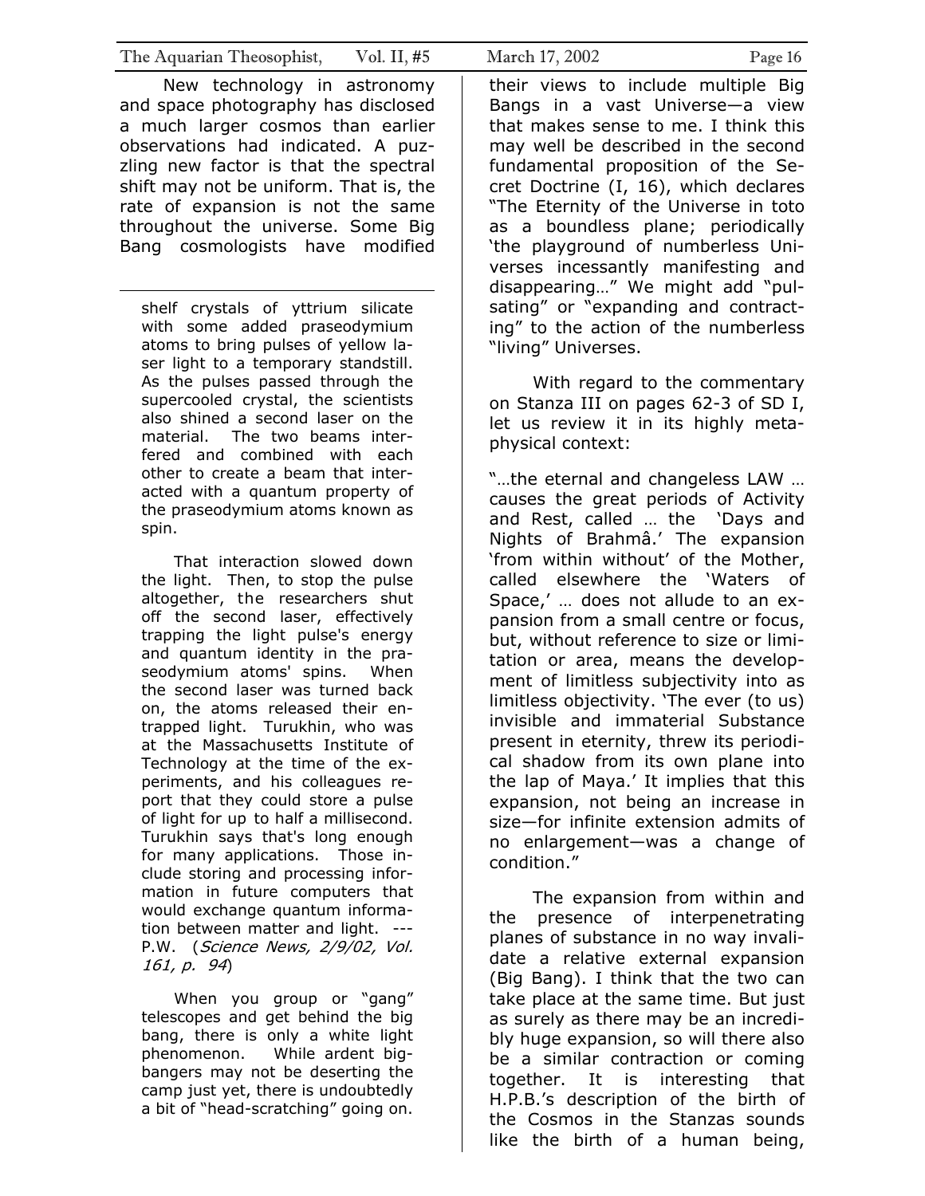New technology in astronomy and space photography has disclosed a much larger cosmos than earlier observations had indicated. A puzzling new factor is that the spectral shift may not be uniform. That is, the rate of expansion is not the same throughout the universe. Some Big Bang cosmologists have modified their views to include multiple Big Bangs in a vast Universe—a view that makes sense to me. I think this may well be described in the second fundamental proposition of the Secret Doctrine (I, 16), which declares "The Eternity of the Universe in toto as a boundless plane; periodically 'the playground of numberless Universes incessantly manifesting and disappearing…" We might add "pulsating" or "expanding and contracting" to the action of the numberless "living" Universes.

With regard to the commentary on Stanza III on pages 62-3 of SD I, let us review it in its highly metaphysical context:

"…the eternal and changeless LAW … causes the great periods of Activity and Rest, called … the 'Days and Nights of Brahmâ.' The expansion 'from within without' of the Mother, called elsewhere the 'Waters of Space,' … does not allude to an expansion from a small centre or focus, but, without reference to size or limitation or area, means the development of limitless subjectivity into as limitless objectivity. 'The ever (to us) invisible and immaterial Substance present in eternity, threw its periodical shadow from its own plane into the lap of Maya.' It implies that this expansion, not being an increase in size—for infinite extension admits of no enlargement—was a change of condition."

The expansion from within and the presence of interpenetrating planes of substance in no way invalidate a relative external expansion (Big Bang). I think that the two can take place at the same time. But just as surely as there may be an incredibly huge expansion, so will there also be a similar contraction or coming together. It is interesting that H.P.B.'s description of the birth of the Cosmos in the Stanzas sounds like the birth of a human being,

---

shelf crystals of yttrium silicate with some added praseodymium atoms to bring pulses of yellow laser light to a temporary standstill. As the pulses passed through the supercooled crystal, the scientists also shined a second laser on the material. The two beams interfered and combined with each other to create a beam that interacted with a quantum property of the praseodymium atoms known as spin.

That interaction slowed down the light. Then, to stop the pulse altogether, the researchers shut off the second laser, effectively trapping the light pulse's energy and quantum identity in the praseodymium atoms' spins. When the second laser was turned back on, the atoms released their entrapped light. Turukhin, who was at the Massachusetts Institute of Technology at the time of the experiments, and his colleagues report that they could store a pulse of light for up to half a millisecond. Turukhin says that's long enough for many applications. Those include storing and processing information in future computers that would exchange quantum information between matter and light. ---P.W. (*Science News, 2/9/02, Vol. 161, p. 94*)

When you group or "gang" telescopes and get behind the big bang, there is only a white light phenomenon. While ardent big-bangers may not be deserting the camp just yet, there is undoubtedly a bit of "head-scratching" going on.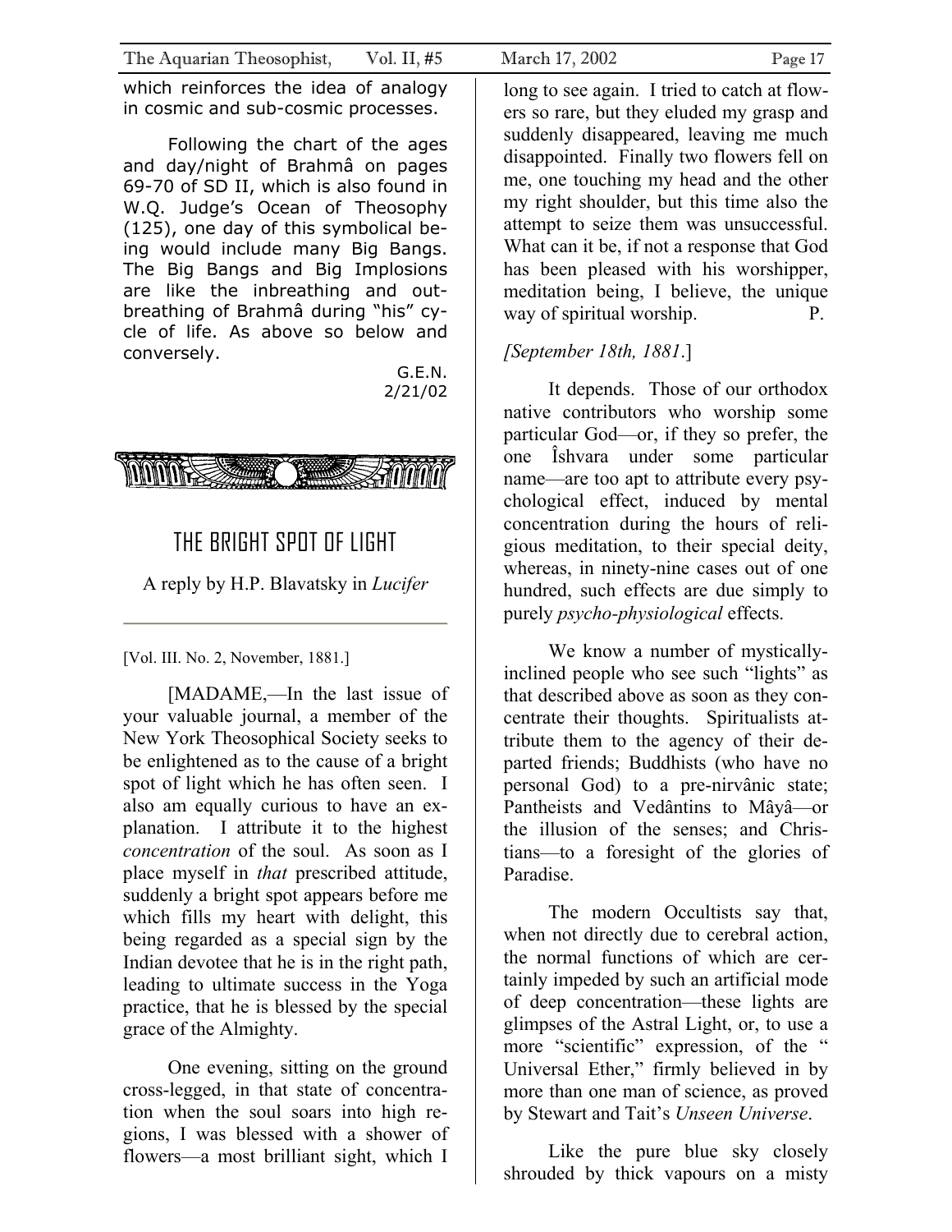which reinforces the idea of analogy in cosmic and sub-cosmic processes.

Following the chart of the ages and day/night of Brahmâ on pages 69-70 of SD II, which is also found in W.Q. Judge's Ocean of Theosophy (125), one day of this symbolical being would include many Big Bangs. The Big Bangs and Big Implosions are like the inbreathing and outbreathing of Brahmâ during "his" cycle of life. As above so below and conversely.

G.E.N.
2/21/02

# THE BRIGHT SPOT OF LIGHT

A reply by H.P. Blavatsky in *Lucifer*

[Vol. III. No. 2, November, 1881.]

[MADAME,—In the last issue of your valuable journal, a member of the New York Theosophical Society seeks to be enlightened as to the cause of a bright spot of light which he has often seen. I also am equally curious to have an explanation. I attribute it to the highest *concentration* of the soul. As soon as I place myself in *that* prescribed attitude, suddenly a bright spot appears before me which fills my heart with delight, this being regarded as a special sign by the Indian devotee that he is in the right path, leading to ultimate success in the Yoga practice, that he is blessed by the special grace of the Almighty.

One evening, sitting on the ground cross-legged, in that state of concentration when the soul soars into high regions, I was blessed with a shower of flowers—a most brilliant sight, which I long to see again. I tried to catch at flowers so rare, but they eluded my grasp and suddenly disappeared, leaving me much disappointed. Finally two flowers fell on me, one touching my head and the other my right shoulder, but this time also the attempt to seize them was unsuccessful. What can it be, if not a response that God has been pleased with his worshipper, meditation being, I believe, the unique way of spiritual worship. P.

*[September 18th, 1881.*]

It depends. Those of our orthodox native contributors who worship some particular God—or, if they so prefer, the one Îshvara under some particular name—are too apt to attribute every psychological effect, induced by mental concentration during the hours of religious meditation, to their special deity, whereas, in ninety-nine cases out of one hundred, such effects are due simply to purely *psycho-physiological* effects.

We know a number of mystically-inclined people who see such "lights" as that described above as soon as they concentrate their thoughts. Spiritualists attribute them to the agency of their departed friends; Buddhists (who have no personal God) to a pre-nirvânic state; Pantheists and Vedântins to Mâyâ—or the illusion of the senses; and Christians—to a foresight of the glories of Paradise.

The modern Occultists say that, when not directly due to cerebral action, the normal functions of which are certainly impeded by such an artificial mode of deep concentration—these lights are glimpses of the Astral Light, or, to use a more "scientific" expression, of the " Universal Ether," firmly believed in by more than one man of science, as proved by Stewart and Tait's *Unseen Universe*.

Like the pure blue sky closely shrouded by thick vapours on a misty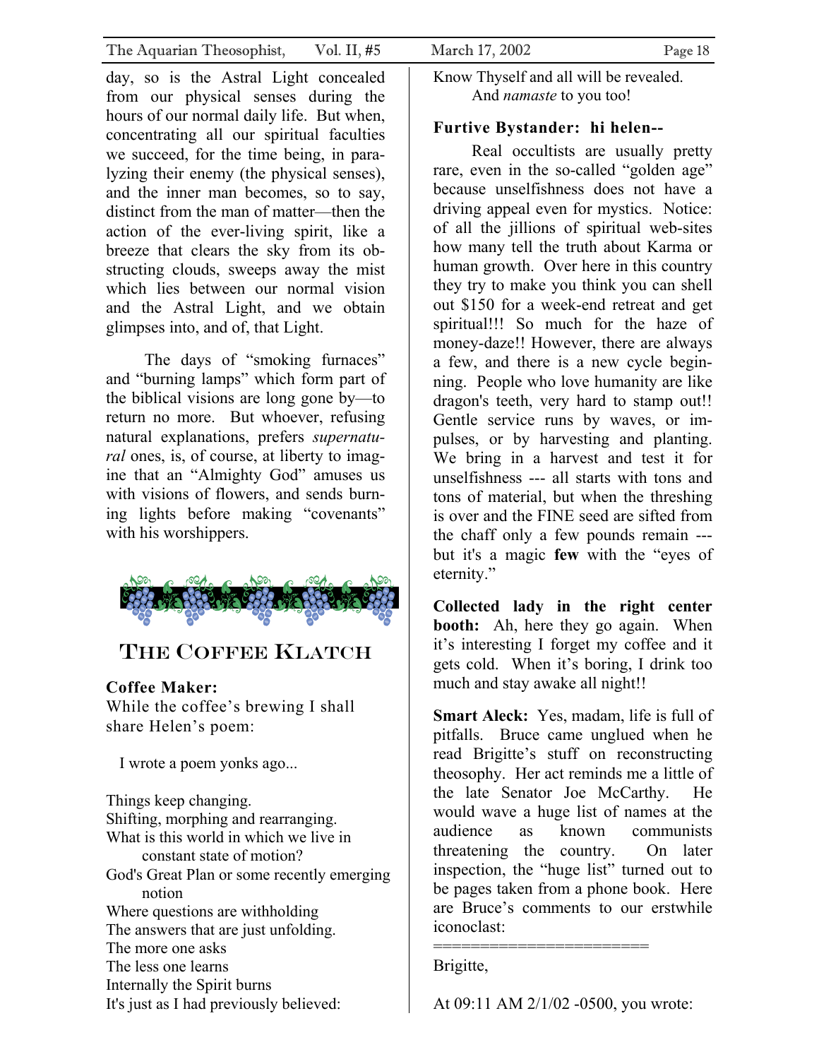day, so is the Astral Light concealed from our physical senses during the hours of our normal daily life. But when, concentrating all our spiritual faculties we succeed, for the time being, in paralyzing their enemy (the physical senses), and the inner man becomes, so to say, distinct from the man of matter—then the action of the ever-living spirit, like a breeze that clears the sky from its obstructing clouds, sweeps away the mist which lies between our normal vision and the Astral Light, and we obtain glimpses into, and of, that Light.

The days of "smoking furnaces" and "burning lamps" which form part of the biblical visions are long gone by—to return no more. But whoever, refusing natural explanations, prefers *supernatural* ones, is, of course, at liberty to imagine that an "Almighty God" amuses us with visions of flowers, and sends burning lights before making "covenants" with his worshippers.

## The Coffee Klatch

**Coffee Maker:**
While the coffee's brewing I shall share Helen's poem:

I wrote a poem yonks ago...

Things keep changing.
Shifting, morphing and rearranging.
What is this world in which we live in
constant state of motion?
God's Great Plan or some recently emerging
notion
Where questions are withholding
The answers that are just unfolding.
The more one asks
The less one learns
Internally the Spirit burns
It's just as I had previously believed:
Know Thyself and all will be revealed.
And *namaste* to you too!

**Furtive Bystander: hi helen--**

Real occultists are usually pretty rare, even in the so-called "golden age" because unselfishness does not have a driving appeal even for mystics. Notice: of all the jillions of spiritual web-sites how many tell the truth about Karma or human growth. Over here in this country they try to make you think you can shell out $150 for a week-end retreat and get spiritual!!! So much for the haze of money-daze!! However, there are always a few, and there is a new cycle beginning. People who love humanity are like dragon's teeth, very hard to stamp out!! Gentle service runs by waves, or impulses, or by harvesting and planting. We bring in a harvest and test it for unselfishness --- all starts with tons and tons of material, but when the threshing is over and the FINE seed are sifted from the chaff only a few pounds remain --- but it's a magic **few** with the "eyes of eternity."

**Collected lady in the right center booth:** Ah, here they go again. When it's interesting I forget my coffee and it gets cold. When it's boring, I drink too much and stay awake all night!!

**Smart Aleck:** Yes, madam, life is full of pitfalls. Bruce came unglued when he read Brigitte's stuff on reconstructing theosophy. Her act reminds me a little of the late Senator Joe McCarthy. He would wave a huge list of names at the audience as known communists threatening the country. On later inspection, the "huge list" turned out to be pages taken from a phone book. Here are Bruce's comments to our erstwhile iconoclast:

=======================

Brigitte,

At 09:11 AM 2/1/02 -0500, you wrote: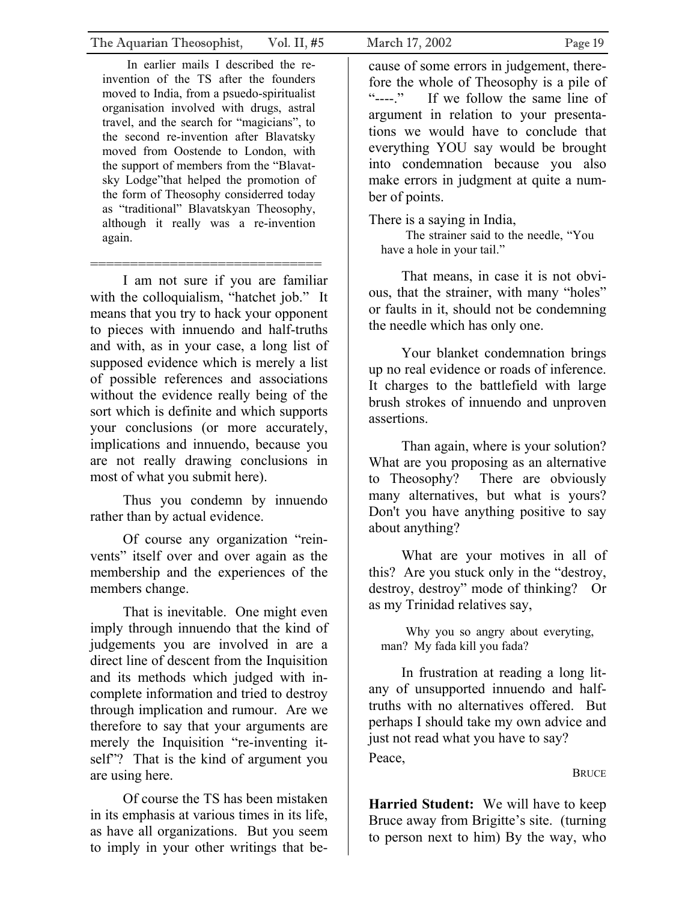> In earlier mails I described the re-invention of the TS after the founders moved to India, from a psuedo-spiritualist organisation involved with drugs, astral travel, and the search for "magicians", to the second re-invention after Blavatsky moved from Oostende to London, with the support of members from the "Blavatsky Lodge"that helped the promotion of the form of Theosophy considerred today as "traditional" Blavatskyan Theosophy, although it really was a re-invention again.

============================

I am not sure if you are familiar with the colloquialism, "hatchet job." It means that you try to hack your opponent to pieces with innuendo and half-truths and with, as in your case, a long list of supposed evidence which is merely a list of possible references and associations without the evidence really being of the sort which is definite and which supports your conclusions (or more accurately, implications and innuendo, because you are not really drawing conclusions in most of what you submit here).

Thus you condemn by innuendo rather than by actual evidence.

Of course any organization "reinvents" itself over and over again as the membership and the experiences of the members change.

That is inevitable. One might even imply through innuendo that the kind of judgements you are involved in are a direct line of descent from the Inquisition and its methods which judged with incomplete information and tried to destroy through implication and rumour. Are we therefore to say that your arguments are merely the Inquisition "re-inventing itself"? That is the kind of argument you are using here.

Of course the TS has been mistaken in its emphasis at various times in its life, as have all organizations. But you seem to imply in your other writings that because of some errors in judgement, therefore the whole of Theosophy is a pile of "----." If we follow the same line of argument in relation to your presentations we would have to conclude that everything YOU say would be brought into condemnation because you also make errors in judgment at quite a number of points.

There is a saying in India,

> The strainer said to the needle, "You have a hole in your tail."

That means, in case it is not obvious, that the strainer, with many "holes" or faults in it, should not be condemning the needle which has only one.

Your blanket condemnation brings up no real evidence or roads of inference. It charges to the battlefield with large brush strokes of innuendo and unproven assertions.

Than again, where is your solution? What are you proposing as an alternative to Theosophy? There are obviously many alternatives, but what is yours? Don't you have anything positive to say about anything?

What are your motives in all of this? Are you stuck only in the "destroy, destroy, destroy" mode of thinking? Or as my Trinidad relatives say,

> Why you so angry about everyting, man? My fada kill you fada?

In frustration at reading a long litany of unsupported innuendo and half-truths with no alternatives offered. But perhaps I should take my own advice and just not read what you have to say?

Peace,

BRUCE

**Harried Student:** We will have to keep Bruce away from Brigitte's site. (turning to person next to him) By the way, who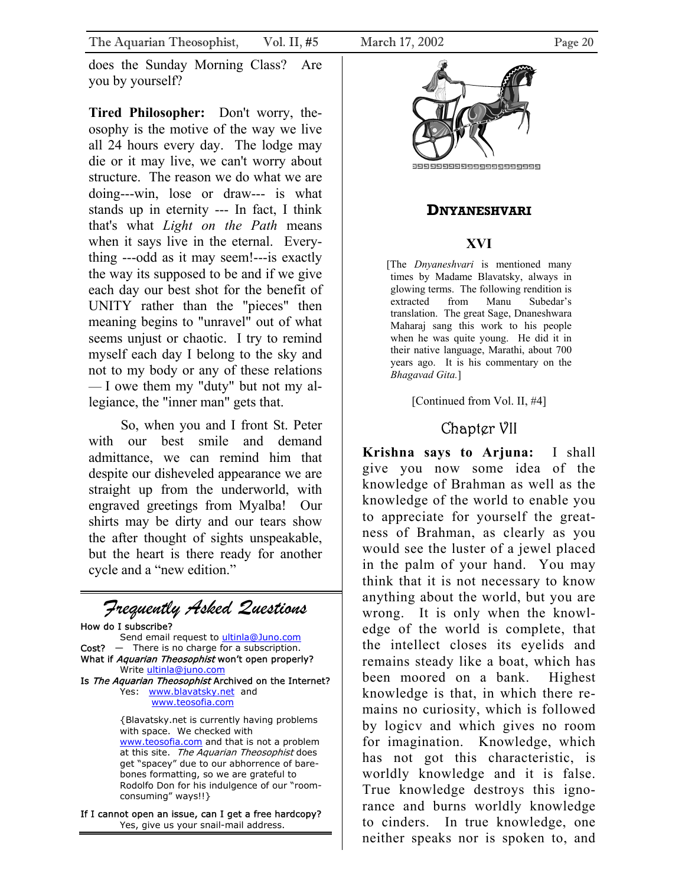does the Sunday Morning Class? Are you by yourself?

**Tired Philosopher:** Don't worry, theosophy is the motive of the way we live all 24 hours every day. The lodge may die or it may live, we can't worry about structure. The reason we do what we are doing---win, lose or draw--- is what stands up in eternity --- In fact, I think that's what *Light on the Path* means when it says live in the eternal. Everything ---odd as it may seem!---is exactly the way its supposed to be and if we give each day our best shot for the benefit of UNITY rather than the "pieces" then meaning begins to "unravel" out of what seems unjust or chaotic. I try to remind myself each day I belong to the sky and not to my body or any of these relations — I owe them my "duty" but not my allegiance, the "inner man" gets that.

So, when you and I front St. Peter with our best smile and demand admittance, we can remind him that despite our disheveled appearance we are straight up from the underworld, with engraved greetings from Myalba! Our shirts may be dirty and our tears show the after thought of sights unspeakable, but the heart is there ready for another cycle and a "new edition."

## *Frequently Asked Questions*

How do I subscribe?
Send email request to ultinla@Juno.com

Cost? — There is no charge for a subscription.

What if *Aquarian Theosophist* won't open properly?
Write ultinla@juno.com

Is *The Aquarian Theosophist* Archived on the Internet?
Yes: www.blavatsky.net and www.teosofia.com

{Blavatsky.net is currently having problems with space. We checked with www.teosofia.com and that is not a problem at this site. *The Aquarian Theosophist* does get "spacey" due to our abhorrence of bare-bones formatting, so we are grateful to Rodolfo Don for his indulgence of our "room-consuming" ways!!}

If I cannot open an issue, can I get a free hardcopy?
Yes, give us your snail-mail address.

## DNYANESHVARI

### XVI

[The *Dnyaneshvari* is mentioned many times by Madame Blavatsky, always in glowing terms. The following rendition is extracted from Manu Subedar's translation. The great Sage, Dnaneshwara Maharaj sang this work to his people when he was quite young. He did it in their native language, Marathi, about 700 years ago. It is his commentary on the *Bhagavad Gita.*]

[Continued from Vol. II, #4]

### Chapter VII

**Krishna says to Arjuna:** I shall give you now some idea of the knowledge of Brahman as well as the knowledge of the world to enable you to appreciate for yourself the greatness of Brahman, as clearly as you would see the luster of a jewel placed in the palm of your hand. You may think that it is not necessary to know anything about the world, but you are wrong. It is only when the knowledge of the world is complete, that the intellect closes its eyelids and remains steady like a boat, which has been moored on a bank. Highest knowledge is that, in which there remains no curiosity, which is followed by logicv and which gives no room for imagination. Knowledge, which has not got this characteristic, is worldly knowledge and it is false. True knowledge destroys this ignorance and burns worldly knowledge to cinders. In true knowledge, one neither speaks nor is spoken to, and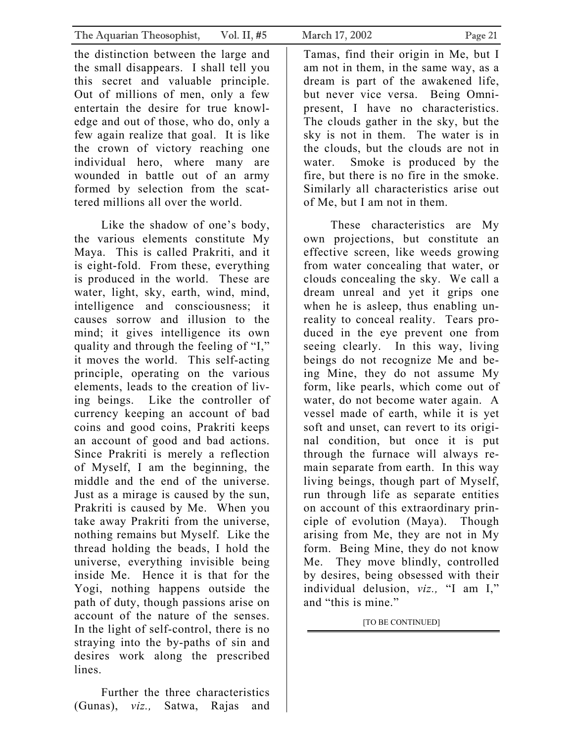the distinction between the large and the small disappears. I shall tell you this secret and valuable principle. Out of millions of men, only a few entertain the desire for true knowledge and out of those, who do, only a few again realize that goal. It is like the crown of victory reaching one individual hero, where many are wounded in battle out of an army formed by selection from the scattered millions all over the world.

Like the shadow of one's body, the various elements constitute My Maya. This is called Prakriti, and it is eight-fold. From these, everything is produced in the world. These are water, light, sky, earth, wind, mind, intelligence and consciousness; it causes sorrow and illusion to the mind; it gives intelligence its own quality and through the feeling of "I," it moves the world. This self-acting principle, operating on the various elements, leads to the creation of living beings. Like the controller of currency keeping an account of bad coins and good coins, Prakriti keeps an account of good and bad actions. Since Prakriti is merely a reflection of Myself, I am the beginning, the middle and the end of the universe. Just as a mirage is caused by the sun, Prakriti is caused by Me. When you take away Prakriti from the universe, nothing remains but Myself. Like the thread holding the beads, I hold the universe, everything invisible being inside Me. Hence it is that for the Yogi, nothing happens outside the path of duty, though passions arise on account of the nature of the senses. In the light of self-control, there is no straying into the by-paths of sin and desires work along the prescribed lines.

Further the three characteristics (Gunas), *viz.,* Satwa, Rajas and Tamas, find their origin in Me, but I am not in them, in the same way, as a dream is part of the awakened life, but never vice versa. Being Omnipresent, I have no characteristics. The clouds gather in the sky, but the sky is not in them. The water is in the clouds, but the clouds are not in water. Smoke is produced by the fire, but there is no fire in the smoke. Similarly all characteristics arise out of Me, but I am not in them.

These characteristics are My own projections, but constitute an effective screen, like weeds growing from water concealing that water, or clouds concealing the sky. We call a dream unreal and yet it grips one when he is asleep, thus enabling unreality to conceal reality. Tears produced in the eye prevent one from seeing clearly. In this way, living beings do not recognize Me and being Mine, they do not assume My form, like pearls, which come out of water, do not become water again. A vessel made of earth, while it is yet soft and unset, can revert to its original condition, but once it is put through the furnace will always remain separate from earth. In this way living beings, though part of Myself, run through life as separate entities on account of this extraordinary principle of evolution (Maya). Though arising from Me, they are not in My form. Being Mine, they do not know Me. They move blindly, controlled by desires, being obsessed with their individual delusion, *viz.,* "I am I," and "this is mine."

[TO BE CONTINUED]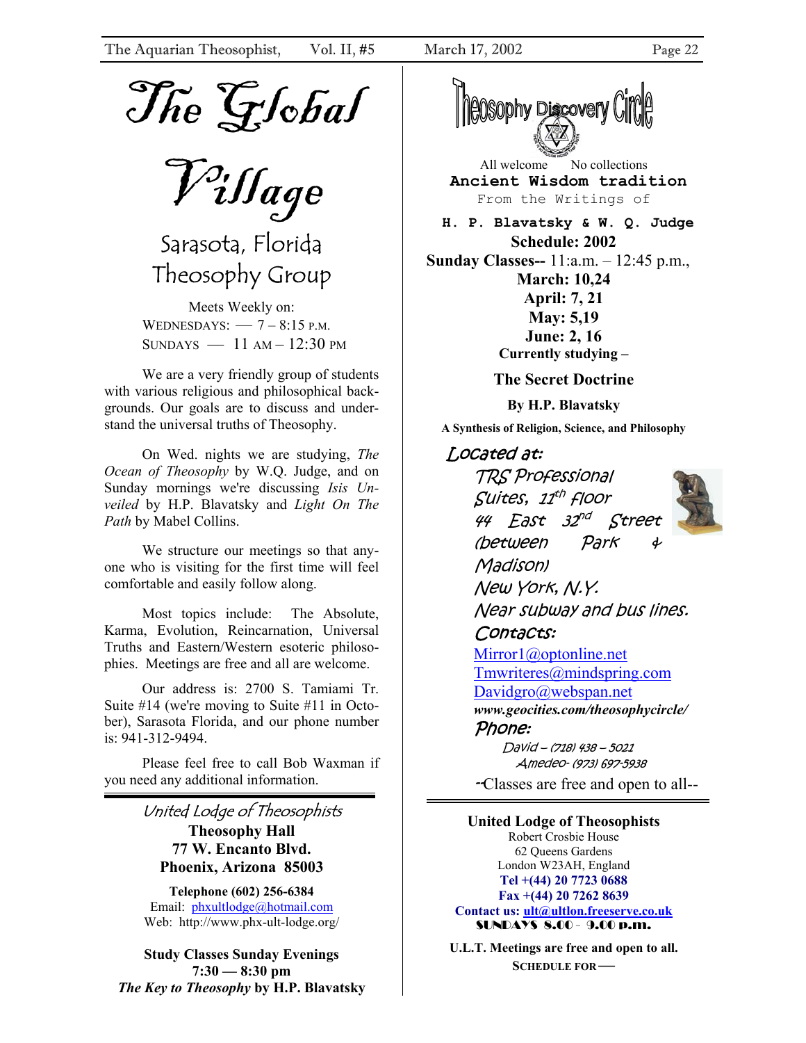# The Global Village

## Sarasota, Florida Theosophy Group

Meets Weekly on:
WEDNESDAYS: — 7 – 8:15 P.M.
SUNDAYS — 11 AM – 12:30 PM

We are a very friendly group of students with various religious and philosophical backgrounds. Our goals are to discuss and understand the universal truths of Theosophy.

On Wed. nights we are studying, *The Ocean of Theosophy* by W.Q. Judge, and on Sunday mornings we're discussing *Isis Unveiled* by H.P. Blavatsky and *Light On The Path* by Mabel Collins.

We structure our meetings so that anyone who is visiting for the first time will feel comfortable and easily follow along.

Most topics include: The Absolute, Karma, Evolution, Reincarnation, Universal Truths and Eastern/Western esoteric philosophies. Meetings are free and all are welcome.

Our address is: 2700 S. Tamiami Tr. Suite #14 (we're moving to Suite #11 in October), Sarasota Florida, and our phone number is: 941-312-9494.

Please feel free to call Bob Waxman if you need any additional information.

---

*United Lodge of Theosophists*

**Theosophy Hall**
**77 W. Encanto Blvd.**
**Phoenix, Arizona 85003**

**Telephone (602) 256-6384**
Email: phxultlodge@hotmail.com
Web: http://www.phx-ult-lodge.org/

**Study Classes Sunday Evenings**
**7:30 — 8:30 pm**
***The Key to Theosophy* by H.P. Blavatsky**

---

## Theosophy Discovery Circle

All welcome No collections

**Ancient Wisdom tradition**

From the Writings of

**H. P. Blavatsky & W. Q. Judge**

**Schedule: 2002**

**Sunday Classes--** 11:a.m. – 12:45 p.m.,

**March: 10,24**
**April: 7, 21**
**May: 5,19**
**June: 2, 16**

**Currently studying –**

**The Secret Doctrine**

**By H.P. Blavatsky**

**A Synthesis of Religion, Science, and Philosophy**

*Located at:*

*TRS Professional Suites, 11th floor*
*44 East 32nd Street (between Park & Madison)*
*New York, N.Y.*
*Near subway and bus lines.*

*Contacts:*

Mirror1@optonline.net
Tmwriteres@mindspring.com
Davidgro@webspan.net
***www.geocities.com/theosophycircle/***

*Phone:*

*David – (718) 438 – 5021*
*Amedeo- (973) 697-5938*

--Classes are free and open to all--

---

**United Lodge of Theosophists**

Robert Crosbie House
62 Queens Gardens
London W23AH, England
**Tel +(44) 20 7723 0688**
**Fax +(44) 20 7262 8639**
**Contact us: ult@ultlon.freeserve.co.uk**
**SUNDAYS 8.00 - 9.00 p.m.**

**U.L.T. Meetings are free and open to all.**

**SCHEDULE FOR —**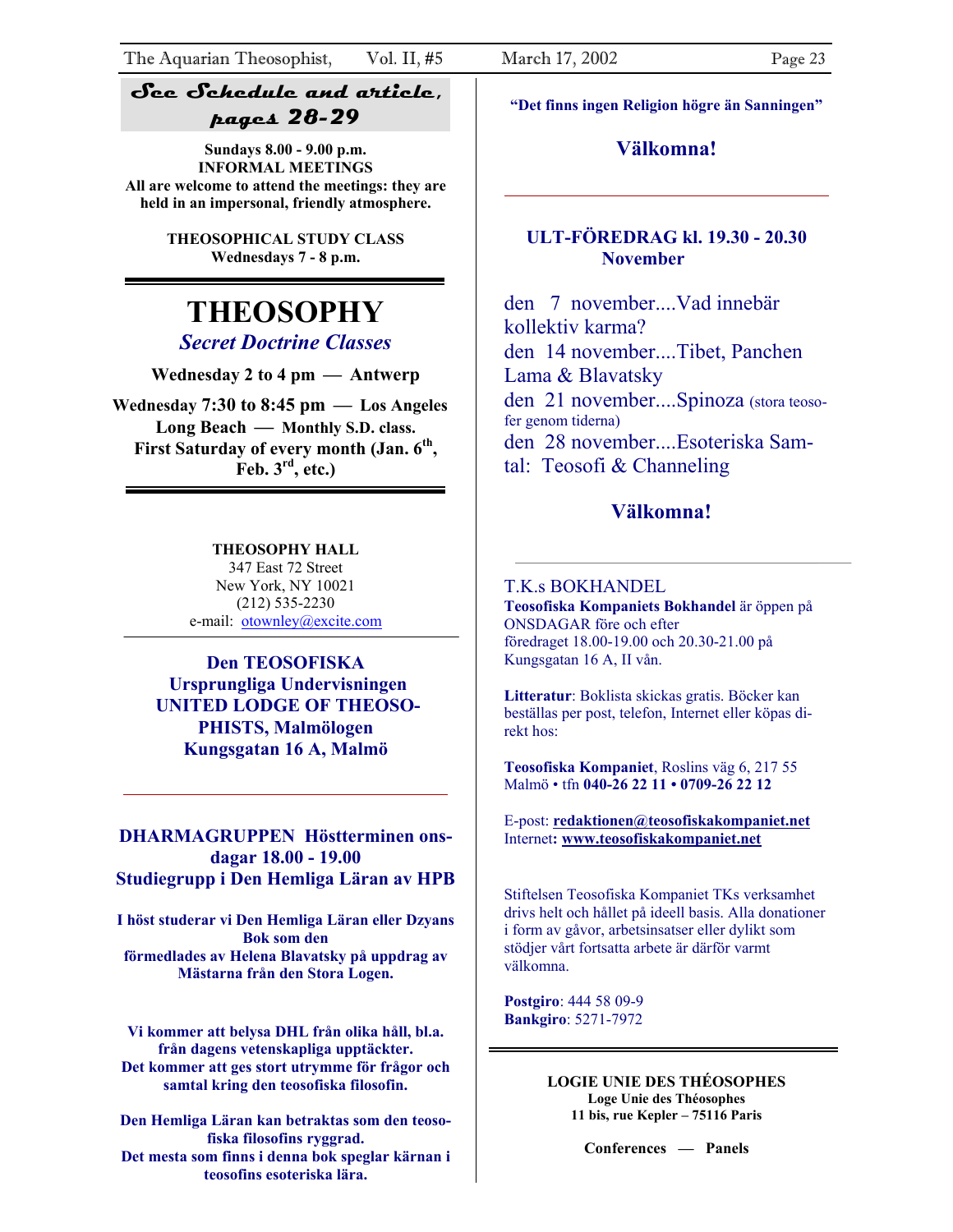**See Schedule and article, pages 28-29**

**Sundays 8.00 - 9.00 p.m.**
**INFORMAL MEETINGS**
**All are welcome to attend the meetings: they are held in an impersonal, friendly atmosphere.**

**THEOSOPHICAL STUDY CLASS**
**Wednesdays 7 - 8 p.m.**

# THEOSOPHY

***Secret Doctrine Classes***

**Wednesday 2 to 4 pm — Antwerp**

**Wednesday 7:30 to 8:45 pm — Los Angeles**

**Long Beach — Monthly S.D. class.**
**First Saturday of every month (Jan. 6th, Feb. 3rd, etc.)**

**THEOSOPHY HALL**
347 East 72 Street
New York, NY 10021
(212) 535-2230
e-mail: otownley@excite.com

**Den TEOSOFISKA**
**Ursprungliga Undervisningen**
**UNITED LODGE OF THEOSOPHISTS, Malmölogen**
**Kungsgatan 16 A, Malmö**

**DHARMAGRUPPEN Höstterminen onsdagar 18.00 - 19.00**
**Studiegrupp i Den Hemliga Läran av HPB**

**I höst studerar vi Den Hemliga Läran eller Dzyans Bok som den förmedlades av Helena Blavatsky på uppdrag av Mästarna från den Stora Logen.**

**Vi kommer att belysa DHL från olika håll, bl.a. från dagens vetenskapliga upptäckter. Det kommer att ges stort utrymme för frågor och samtal kring den teosofiska filosofin.**

**Den Hemliga Läran kan betraktas som den teosofiska filosofins ryggrad. Det mesta som finns i denna bok speglar kärnan i teosofins esoteriska lära.**

**"Det finns ingen Religion högre än Sanningen"**

**Välkomna!**

**ULT-FÖREDRAG kl. 19.30 - 20.30**
**November**

den 7 november....Vad innebär kollektiv karma?
den 14 november....Tibet, Panchen Lama & Blavatsky
den 21 november....Spinoza (stora teosofer genom tiderna)
den 28 november....Esoteriska Samtal: Teosofi & Channeling

**Välkomna!**

T.K.s BOKHANDEL
**Teosofiska Kompaniets Bokhandel** är öppen på ONSDAGAR före och efter föredraget 18.00-19.00 och 20.30-21.00 på Kungsgatan 16 A, II vån.

**Litteratur**: Boklista skickas gratis. Böcker kan beställas per post, telefon, Internet eller köpas direkt hos:

**Teosofiska Kompaniet**, Roslins väg 6, 217 55 Malmö • tfn **040-26 22 11 • 0709-26 22 12**

E-post: **redaktionen@teosofiskakompaniet.net**
Internet**: www.teosofiskakompaniet.net**

Stiftelsen Teosofiska Kompaniet TKs verksamhet drivs helt och hållet på ideell basis. Alla donationer i form av gåvor, arbetsinsatser eller dylikt som stödjer vårt fortsatta arbete är därför varmt välkomna.

**Postgiro**: 444 58 09-9
**Bankgiro**: 5271-7972

**LOGIE UNIE DES THÉOSOPHES**
**Loge Unie des Théosophes**
**11 bis, rue Kepler – 75116 Paris**

**Conferences — Panels**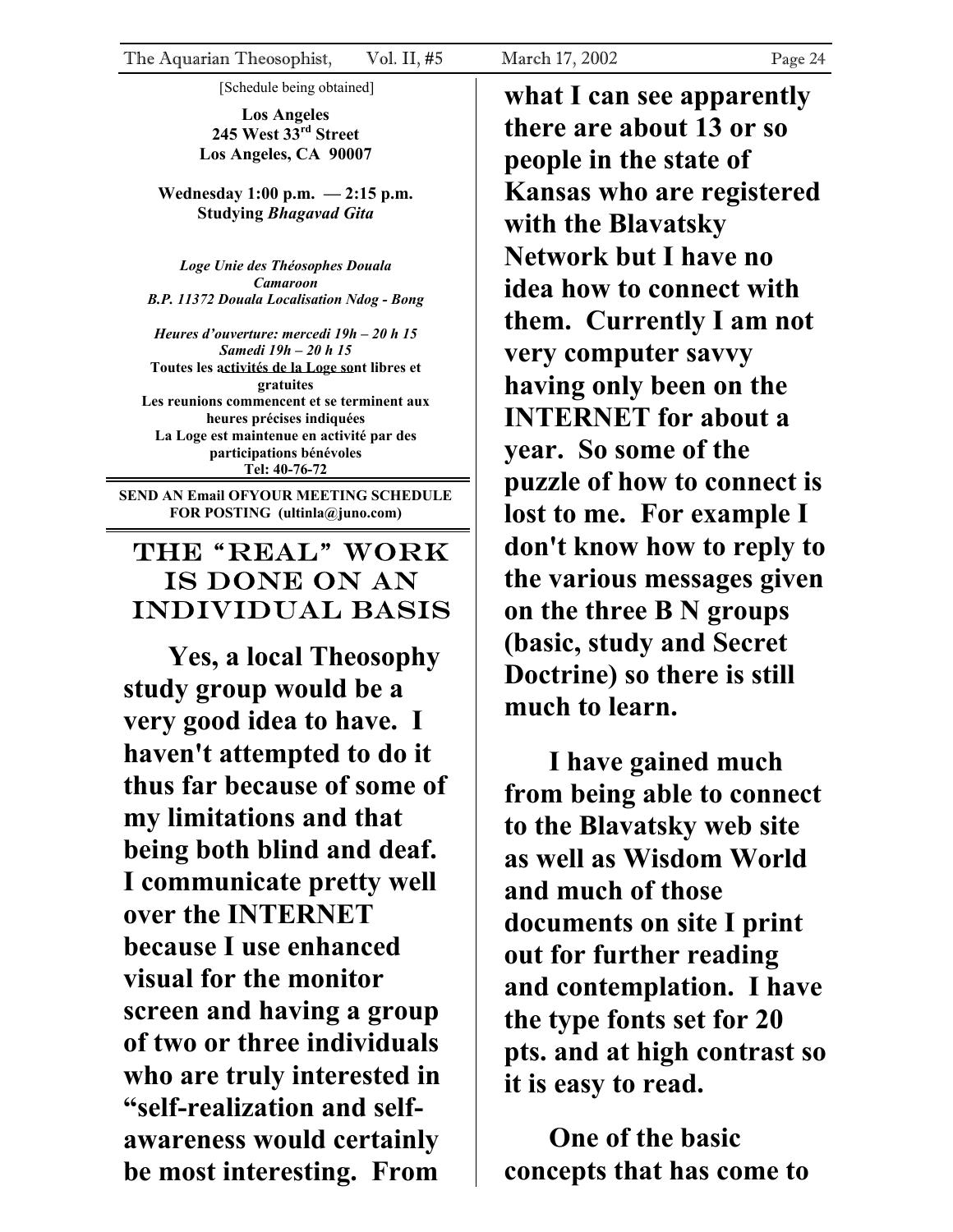[Schedule being obtained]

**Los Angeles**
**245 West 33rd Street**
**Los Angeles, CA 90007**

**Wednesday 1:00 p.m. — 2:15 p.m.**
**Studying *Bhagavad Gita***

***Loge Unie des Théosophes Douala***
***Camaroon***
***B.P. 11372 Douala Localisation Ndog - Bong***

***Heures d'ouverture: mercedi 19h – 20 h 15***
***Samedi 19h – 20 h 15***
**Toutes les activités de la Loge sont libres et gratuites**
**Les reunions commencent et se terminent aux heures précises indiquées**
**La Loge est maintenue en activité par des participations bénévoles**
**Tel: 40-76-72**

---

**SEND AN Email OFYOUR MEETING SCHEDULE FOR POSTING (ultinla@juno.com)**

---

## THE "REAL" WORK IS DONE ON AN INDIVIDUAL BASIS

**Yes, a local Theosophy study group would be a very good idea to have. I haven't attempted to do it thus far because of some of my limitations and that being both blind and deaf. I communicate pretty well over the INTERNET because I use enhanced visual for the monitor screen and having a group of two or three individuals who are truly interested in "self-realization and self-awareness would certainly be most interesting. From what I can see apparently there are about 13 or so people in the state of Kansas who are registered with the Blavatsky Network but I have no idea how to connect with them. Currently I am not very computer savvy having only been on the INTERNET for about a year. So some of the puzzle of how to connect is lost to me. For example I don't know how to reply to the various messages given on the three B N groups (basic, study and Secret Doctrine) so there is still much to learn.**

**I have gained much from being able to connect to the Blavatsky web site as well as Wisdom World and much of those documents on site I print out for further reading and contemplation. I have the type fonts set for 20 pts. and at high contrast so it is easy to read.**

**One of the basic concepts that has come to**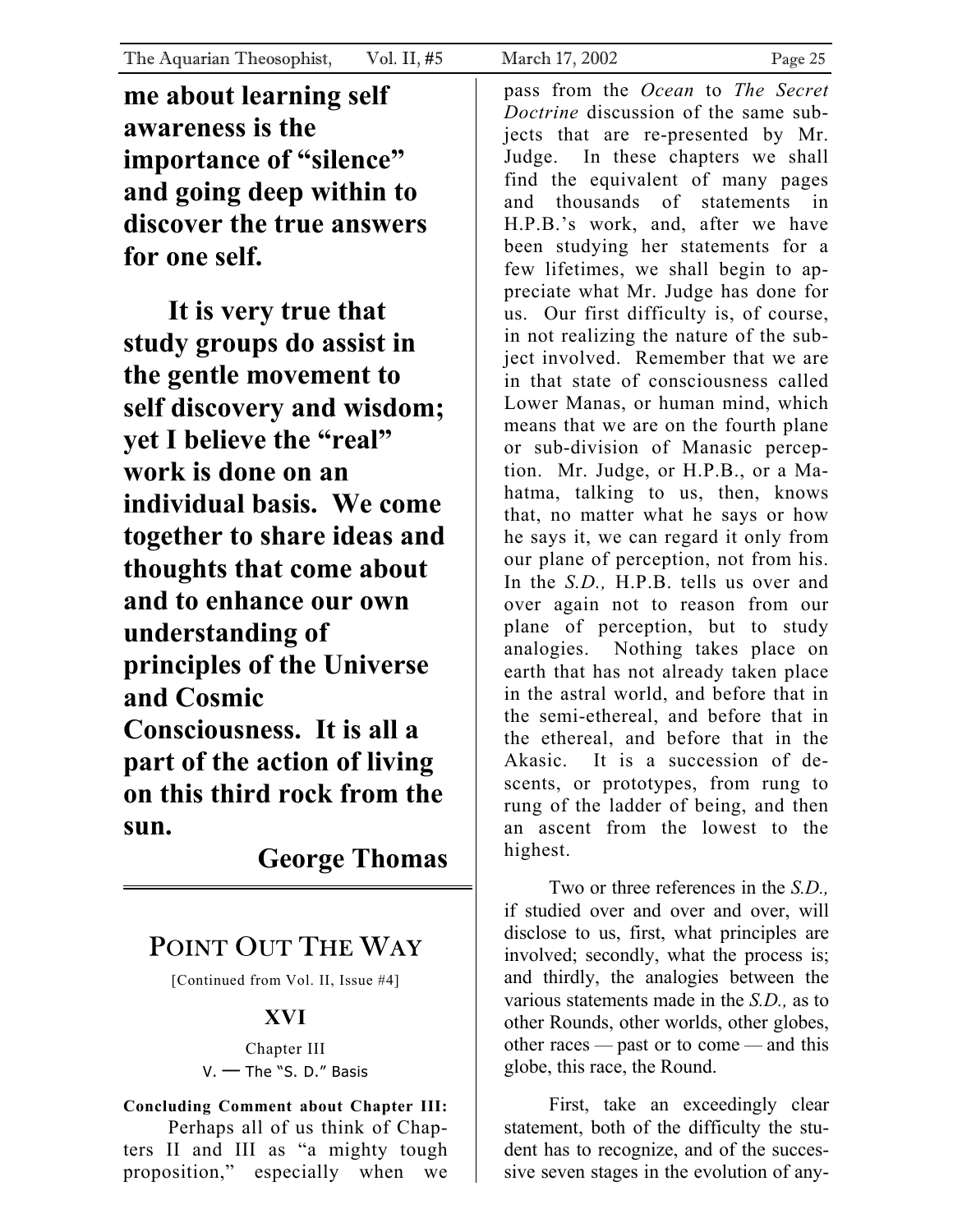**me about learning self awareness is the importance of "silence" and going deep within to discover the true answers for one self.**

**It is very true that study groups do assist in the gentle movement to self discovery and wisdom; yet I believe the "real" work is done on an individual basis. We come together to share ideas and thoughts that come about and to enhance our own understanding of principles of the Universe and Cosmic Consciousness. It is all a part of the action of living on this third rock from the sun.**

**George Thomas**

---

## POINT OUT THE WAY

[Continued from Vol. II, Issue #4]

### XVI

Chapter III

V. — The "S. D." Basis

**Concluding Comment about Chapter III:** Perhaps all of us think of Chapters II and III as "a mighty tough proposition," especially when we pass from the *Ocean* to *The Secret Doctrine* discussion of the same subjects that are re-presented by Mr. Judge. In these chapters we shall find the equivalent of many pages and thousands of statements in H.P.B.'s work, and, after we have been studying her statements for a few lifetimes, we shall begin to appreciate what Mr. Judge has done for us. Our first difficulty is, of course, in not realizing the nature of the subject involved. Remember that we are in that state of consciousness called Lower Manas, or human mind, which means that we are on the fourth plane or sub-division of Manasic perception. Mr. Judge, or H.P.B., or a Mahatma, talking to us, then, knows that, no matter what he says or how he says it, we can regard it only from our plane of perception, not from his. In the *S.D.,* H.P.B. tells us over and over again not to reason from our plane of perception, but to study analogies. Nothing takes place on earth that has not already taken place in the astral world, and before that in the semi-ethereal, and before that in the ethereal, and before that in the Akasic. It is a succession of descents, or prototypes, from rung to rung of the ladder of being, and then an ascent from the lowest to the highest.

Two or three references in the *S.D.,* if studied over and over and over, will disclose to us, first, what principles are involved; secondly, what the process is; and thirdly, the analogies between the various statements made in the *S.D.,* as to other Rounds, other worlds, other globes, other races — past or to come — and this globe, this race, the Round.

First, take an exceedingly clear statement, both of the difficulty the student has to recognize, and of the successive seven stages in the evolution of any-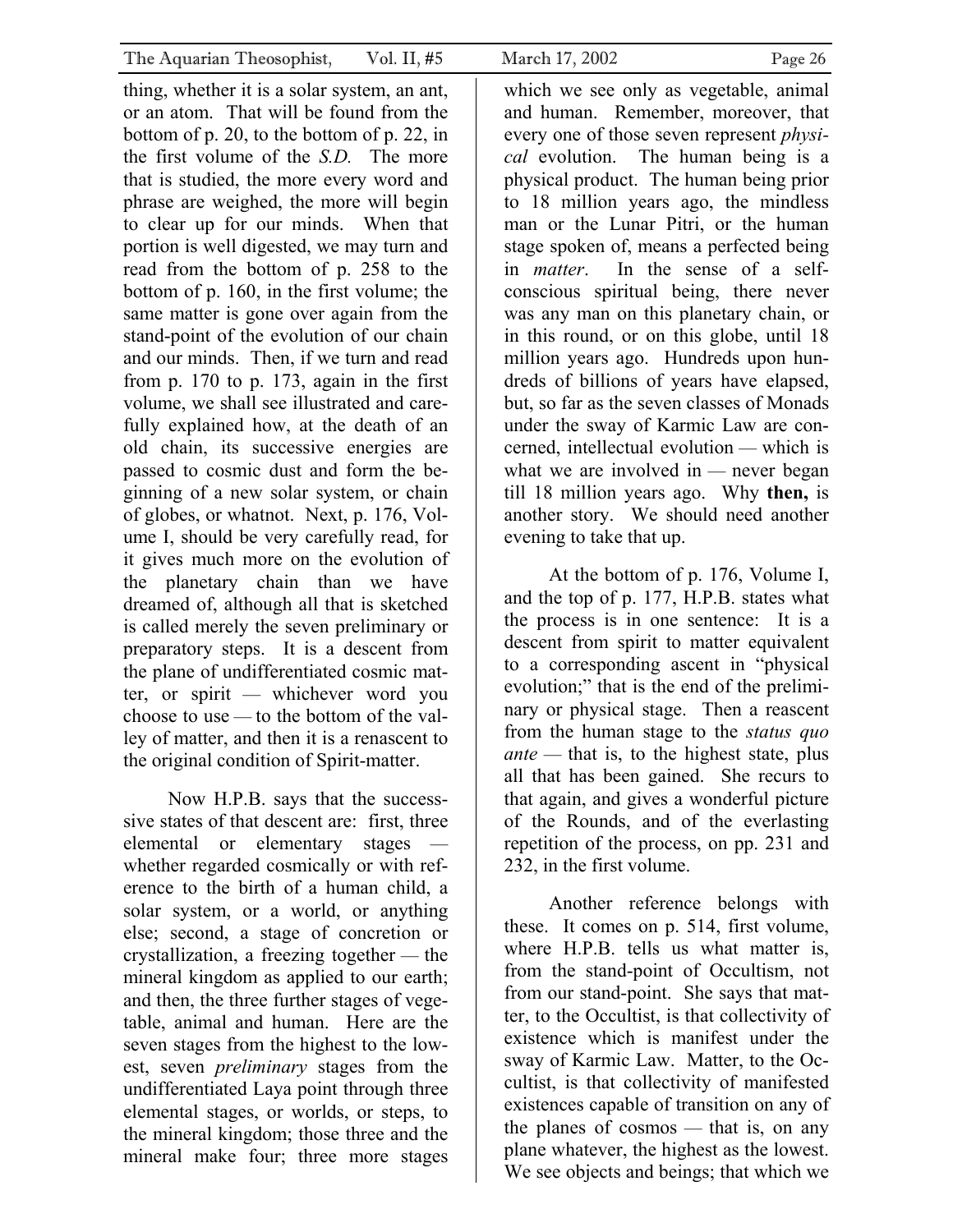thing, whether it is a solar system, an ant, or an atom. That will be found from the bottom of p. 20, to the bottom of p. 22, in the first volume of the *S.D.* The more that is studied, the more every word and phrase are weighed, the more will begin to clear up for our minds. When that portion is well digested, we may turn and read from the bottom of p. 258 to the bottom of p. 160, in the first volume; the same matter is gone over again from the stand-point of the evolution of our chain and our minds. Then, if we turn and read from p. 170 to p. 173, again in the first volume, we shall see illustrated and carefully explained how, at the death of an old chain, its successive energies are passed to cosmic dust and form the beginning of a new solar system, or chain of globes, or whatnot. Next, p. 176, Volume I, should be very carefully read, for it gives much more on the evolution of the planetary chain than we have dreamed of, although all that is sketched is called merely the seven preliminary or preparatory steps. It is a descent from the plane of undifferentiated cosmic matter, or spirit — whichever word you choose to use — to the bottom of the valley of matter, and then it is a renascent to the original condition of Spirit-matter.

Now H.P.B. says that the successsive states of that descent are: first, three elemental or elementary stages — whether regarded cosmically or with reference to the birth of a human child, a solar system, or a world, or anything else; second, a stage of concretion or crystallization, a freezing together — the mineral kingdom as applied to our earth; and then, the three further stages of vegetable, animal and human. Here are the seven stages from the highest to the lowest, seven *preliminary* stages from the undifferentiated Laya point through three elemental stages, or worlds, or steps, to the mineral kingdom; those three and the mineral make four; three more stages which we see only as vegetable, animal and human. Remember, moreover, that every one of those seven represent *physical* evolution. The human being is a physical product. The human being prior to 18 million years ago, the mindless man or the Lunar Pitri, or the human stage spoken of, means a perfected being in *matter*. In the sense of a self-conscious spiritual being, there never was any man on this planetary chain, or in this round, or on this globe, until 18 million years ago. Hundreds upon hundreds of billions of years have elapsed, but, so far as the seven classes of Monads under the sway of Karmic Law are concerned, intellectual evolution — which is what we are involved in — never began till 18 million years ago. Why **then,** is another story. We should need another evening to take that up.

At the bottom of p. 176, Volume I, and the top of p. 177, H.P.B. states what the process is in one sentence: It is a descent from spirit to matter equivalent to a corresponding ascent in "physical evolution;" that is the end of the preliminary or physical stage. Then a reascent from the human stage to the *status quo ante* — that is, to the highest state, plus all that has been gained. She recurs to that again, and gives a wonderful picture of the Rounds, and of the everlasting repetition of the process, on pp. 231 and 232, in the first volume.

Another reference belongs with these. It comes on p. 514, first volume, where H.P.B. tells us what matter is, from the stand-point of Occultism, not from our stand-point. She says that matter, to the Occultist, is that collectivity of existence which is manifest under the sway of Karmic Law. Matter, to the Occultist, is that collectivity of manifested existences capable of transition on any of the planes of cosmos — that is, on any plane whatever, the highest as the lowest. We see objects and beings; that which we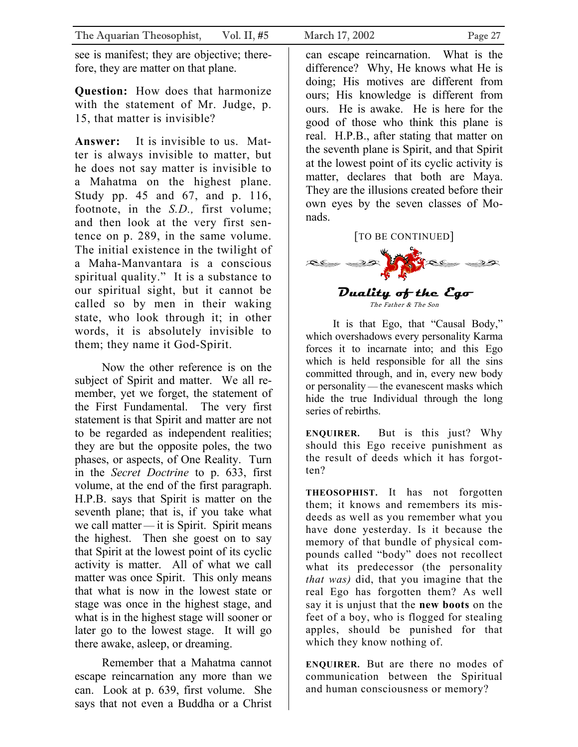see is manifest; they are objective; therefore, they are matter on that plane.

**Question:** How does that harmonize with the statement of Mr. Judge, p. 15, that matter is invisible?

**Answer:** It is invisible to us. Matter is always invisible to matter, but he does not say matter is invisible to a Mahatma on the highest plane. Study pp. 45 and 67, and p. 116, footnote, in the *S.D.,* first volume; and then look at the very first sentence on p. 289, in the same volume. The initial existence in the twilight of a Maha-Manvantara is a conscious spiritual quality." It is a substance to our spiritual sight, but it cannot be called so by men in their waking state, who look through it; in other words, it is absolutely invisible to them; they name it God-Spirit.

Now the other reference is on the subject of Spirit and matter. We all remember, yet we forget, the statement of the First Fundamental. The very first statement is that Spirit and matter are not to be regarded as independent realities; they are but the opposite poles, the two phases, or aspects, of One Reality. Turn in the *Secret Doctrine* to p. 633, first volume, at the end of the first paragraph. H.P.B. says that Spirit is matter on the seventh plane; that is, if you take what we call matter — it is Spirit. Spirit means the highest. Then she goest on to say that Spirit at the lowest point of its cyclic activity is matter. All of what we call matter was once Spirit. This only means that what is now in the lowest state or stage was once in the highest stage, and what is in the highest stage will sooner or later go to the lowest stage. It will go there awake, asleep, or dreaming.

Remember that a Mahatma cannot escape reincarnation any more than we can. Look at p. 639, first volume. She says that not even a Buddha or a Christ can escape reincarnation. What is the difference? Why, He knows what He is doing; His motives are different from ours; His knowledge is different from ours. He is awake. He is here for the good of those who think this plane is real. H.P.B., after stating that matter on the seventh plane is Spirit, and that Spirit at the lowest point of its cyclic activity is matter, declares that both are Maya. They are the illusions created before their own eyes by the seven classes of Monads.

[TO BE CONTINUED]

## Duality of the Ego

*The Father & The Son*

It is that Ego, that "Causal Body," which overshadows every personality Karma forces it to incarnate into; and this Ego which is held responsible for all the sins committed through, and in, every new body or personality — the evanescent masks which hide the true Individual through the long series of rebirths.

**ENQUIRER.** But is this just? Why should this Ego receive punishment as the result of deeds which it has forgotten?

**THEOSOPHIST.** It has not forgotten them; it knows and remembers its misdeeds as well as you remember what you have done yesterday. Is it because the memory of that bundle of physical compounds called "body" does not recollect what its predecessor (the personality *that was)* did, that you imagine that the real Ego has forgotten them? As well say it is unjust that the **new boots** on the feet of a boy, who is flogged for stealing apples, should be punished for that which they know nothing of.

**ENQUIRER.** But are there no modes of communication between the Spiritual and human consciousness or memory?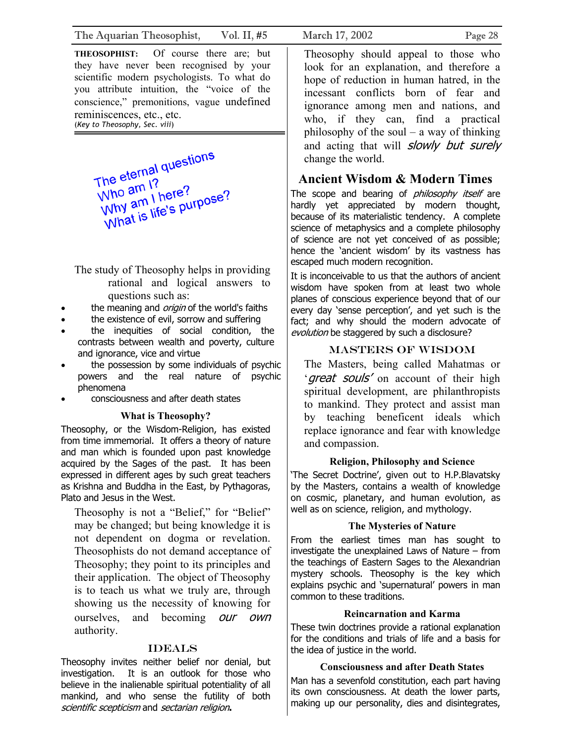**THEOSOPHIST:** Of course there are; but they have never been recognised by your scientific modern psychologists. To what do you attribute intuition, the "voice of the conscience," premonitions, vague undefined reminiscences, etc., etc.
(*Key to Theosophy, Sec. viii*)

The eternal questions
Who am I?
Why am I here?
What is life's purpose?

The study of Theosophy helps in providing rational and logical answers to questions such as:

- the meaning and *origin* of the world's faiths
- the existence of evil, sorrow and suffering
- the inequities of social condition, the contrasts between wealth and poverty, culture and ignorance, vice and virtue
- the possession by some individuals of psychic powers and the real nature of psychic phenomena
- consciousness and after death states

### What is Theosophy?

Theosophy, or the Wisdom-Religion, has existed from time immemorial. It offers a theory of nature and man which is founded upon past knowledge acquired by the Sages of the past. It has been expressed in different ages by such great teachers as Krishna and Buddha in the East, by Pythagoras, Plato and Jesus in the West.

Theosophy is not a "Belief," for "Belief" may be changed; but being knowledge it is not dependent on dogma or revelation. Theosophists do not demand acceptance of Theosophy; they point to its principles and their application. The object of Theosophy is to teach us what we truly are, through showing us the necessity of knowing for ourselves, and becoming *our own* authority.

### IDEALS

Theosophy invites neither belief nor denial, but investigation. It is an outlook for those who believe in the inalienable spiritual potentiality of all mankind, and who sense the futility of both *scientific scepticism* and *sectarian religion*.

Theosophy should appeal to those who look for an explanation, and therefore a hope of reduction in human hatred, in the incessant conflicts born of fear and ignorance among men and nations, and who, if they can, find a practical philosophy of the soul – a way of thinking and acting that will *slowly but surely* change the world.

## Ancient Wisdom & Modern Times

The scope and bearing of *philosophy itself* are hardly yet appreciated by modern thought, because of its materialistic tendency. A complete science of metaphysics and a complete philosophy of science are not yet conceived of as possible; hence the 'ancient wisdom' by its vastness has escaped much modern recognition.

It is inconceivable to us that the authors of ancient wisdom have spoken from at least two whole planes of conscious experience beyond that of our every day 'sense perception', and yet such is the fact; and why should the modern advocate of *evolution* be staggered by such a disclosure?

### MASTERS OF WISDOM

The Masters, being called Mahatmas or '*great souls*' on account of their high spiritual development, are philanthropists to mankind. They protect and assist man by teaching beneficent ideals which replace ignorance and fear with knowledge and compassion.

### Religion, Philosophy and Science

'The Secret Doctrine', given out to H.P.Blavatsky by the Masters, contains a wealth of knowledge on cosmic, planetary, and human evolution, as well as on science, religion, and mythology.

### The Mysteries of Nature

From the earliest times man has sought to investigate the unexplained Laws of Nature – from the teachings of Eastern Sages to the Alexandrian mystery schools. Theosophy is the key which explains psychic and 'supernatural' powers in man common to these traditions.

### Reincarnation and Karma

These twin doctrines provide a rational explanation for the conditions and trials of life and a basis for the idea of justice in the world.

### Consciousness and after Death States

Man has a sevenfold constitution, each part having its own consciousness. At death the lower parts, making up our personality, dies and disintegrates,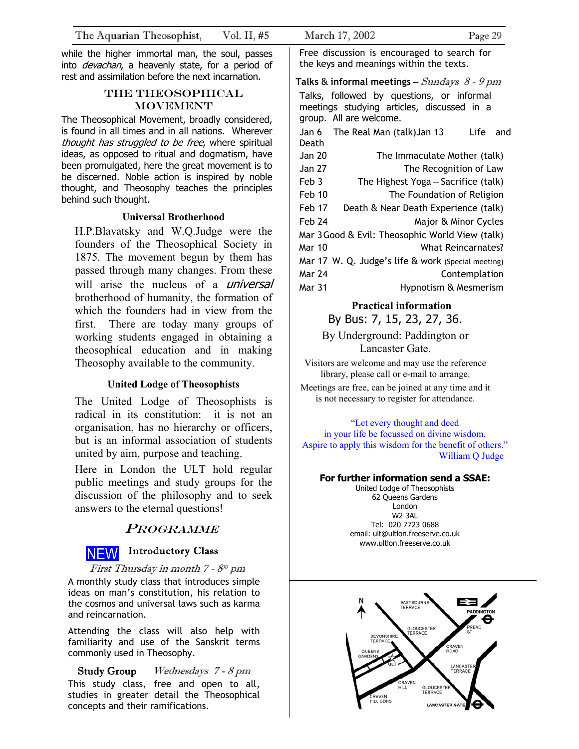while the higher immortal man, the soul, passes into *devachan*, a heavenly state, for a period of rest and assimilation before the next incarnation.

## THE THEOSOPHICAL MOVEMENT

The Theosophical Movement, broadly considered, is found in all times and in all nations. Wherever *thought has struggled to be free*, where spiritual ideas, as opposed to ritual and dogmatism, have been promulgated, here the great movement is to be discerned. Noble action is inspired by noble thought, and Theosophy teaches the principles behind such thought.

### Universal Brotherhood

H.P.Blavatsky and W.Q.Judge were the founders of the Theosophical Society in 1875. The movement begun by them has passed through many changes. From these will arise the nucleus of a *universal* brotherhood of humanity, the formation of which the founders had in view from the first. There are today many groups of working students engaged in obtaining a theosophical education and in making Theosophy available to the community.

### United Lodge of Theosophists

The United Lodge of Theosophists is radical in its constitution: it is not an organisation, has no hierarchy or officers, but is an informal association of students united by aim, purpose and teaching.

Here in London the ULT hold regular public meetings and study groups for the discussion of the philosophy and to seek answers to the eternal questions!

## *Programme*

NEW **Introductory Class**

*First Thursday in month 7 - 8³⁰ pm*

A monthly study class that introduces simple ideas on man's constitution, his relation to the cosmos and universal laws such as karma and reincarnation.

Attending the class will also help with familiarity and use of the Sanskrit terms commonly used in Theosophy.

**Study Group** *Wednesdays 7 - 8 pm*

This study class, free and open to all, studies in greater detail the Theosophical concepts and their ramifications.

Free discussion is encouraged to search for the keys and meanings within the texts.

**Talks & informal meetings** – *Sundays 8 - 9 pm*

Talks, followed by questions, or informal meetings studying articles, discussed in a group. All are welcome.

| | |
|---|---|
| Jan 6 | The Real Man (talk) |
| Jan 13 | Life and Death |
| Jan 20 | The Immaculate Mother (talk) |
| Jan 27 | The Recognition of Law |
| Feb 3 | The Highest Yoga – Sacrifice (talk) |
| Feb 10 | The Foundation of Religion |
| Feb 17 | Death & Near Death Experience (talk) |
| Feb 24 | Major & Minor Cycles |
| Mar 3 | Good & Evil: Theosophic World View (talk) |
| Mar 10 | What Reincarnates? |
| Mar 17 | W. Q. Judge's life & work (Special meeting) |
| Mar 24 | Contemplation |
| Mar 31 | Hypnotism & Mesmerism |

### Practical information

By Bus: 7, 15, 23, 27, 36.

By Underground: Paddington or Lancaster Gate.

Visitors are welcome and may use the reference library, please call or e-mail to arrange.

Meetings are free, can be joined at any time and it is not necessary to register for attendance.

"Let every thought and deed
in your life be focussed on divine wisdom.
Aspire to apply this wisdom for the benefit of others."
William Q Judge

**For further information send a SSAE:**

United Lodge of Theosophists
62 Queens Gardens
London
W2 3AL
Tel: 020 7723 0688
email: ult@ultlon.freeserve.co.uk
www.ultlon.freeserve.co.uk

N
EASTBOURNE TERRACE
PADDINGTON
PREAD ST
GLOUCESTER TERRACE
DEVONSHIRE TERRACE
CRAVEN ROAD
QUEENS GARDENS
ULT
LANCASTER TERRACE
CRAVEN HILL
GLOUCESTER TERRACE
CRAVEN HILL GDNS
LANCASTER GATE